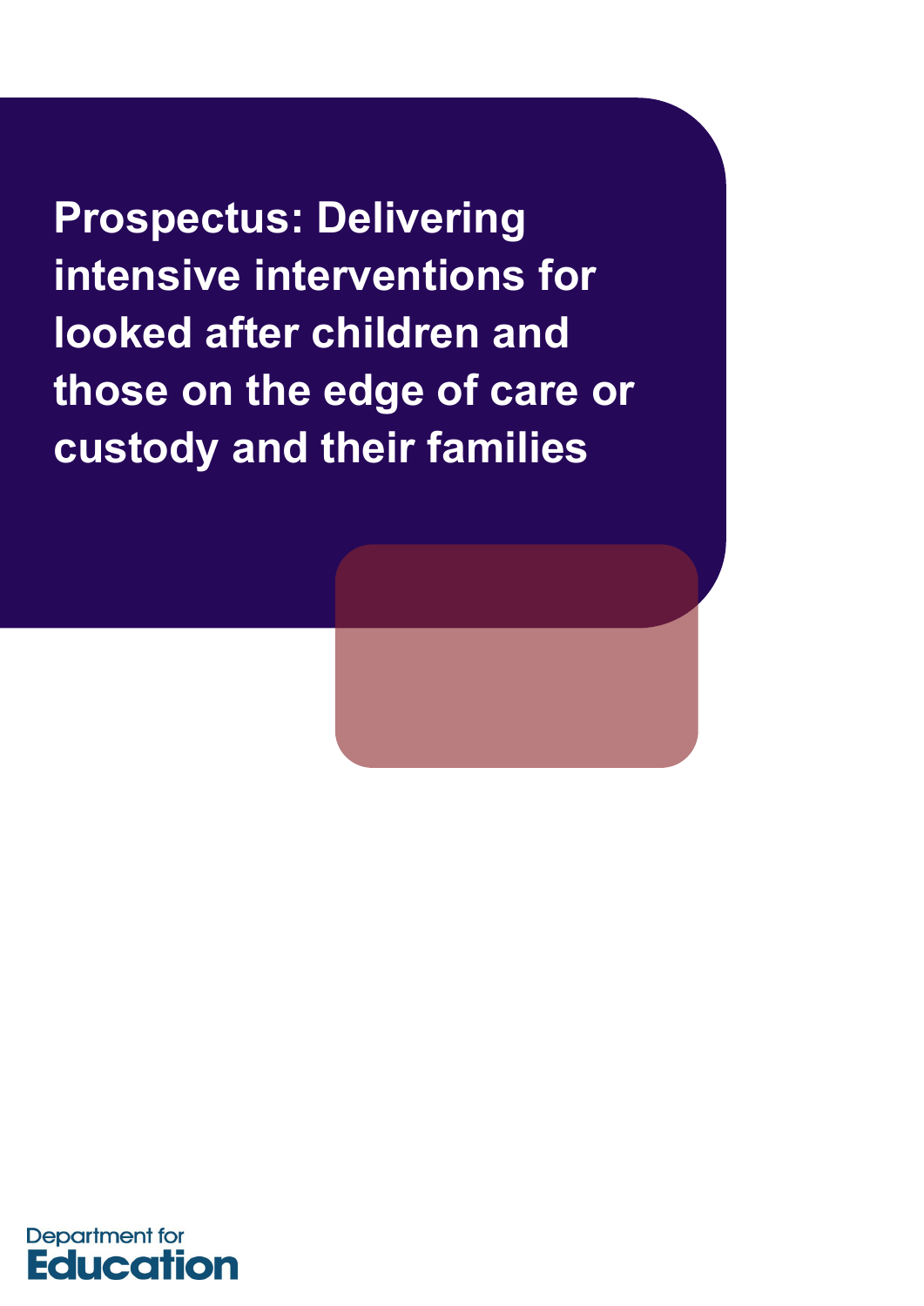# Prospectus: Delivering intensive interventions for looked after children and those on the edge of care or custody and their families

Department for Education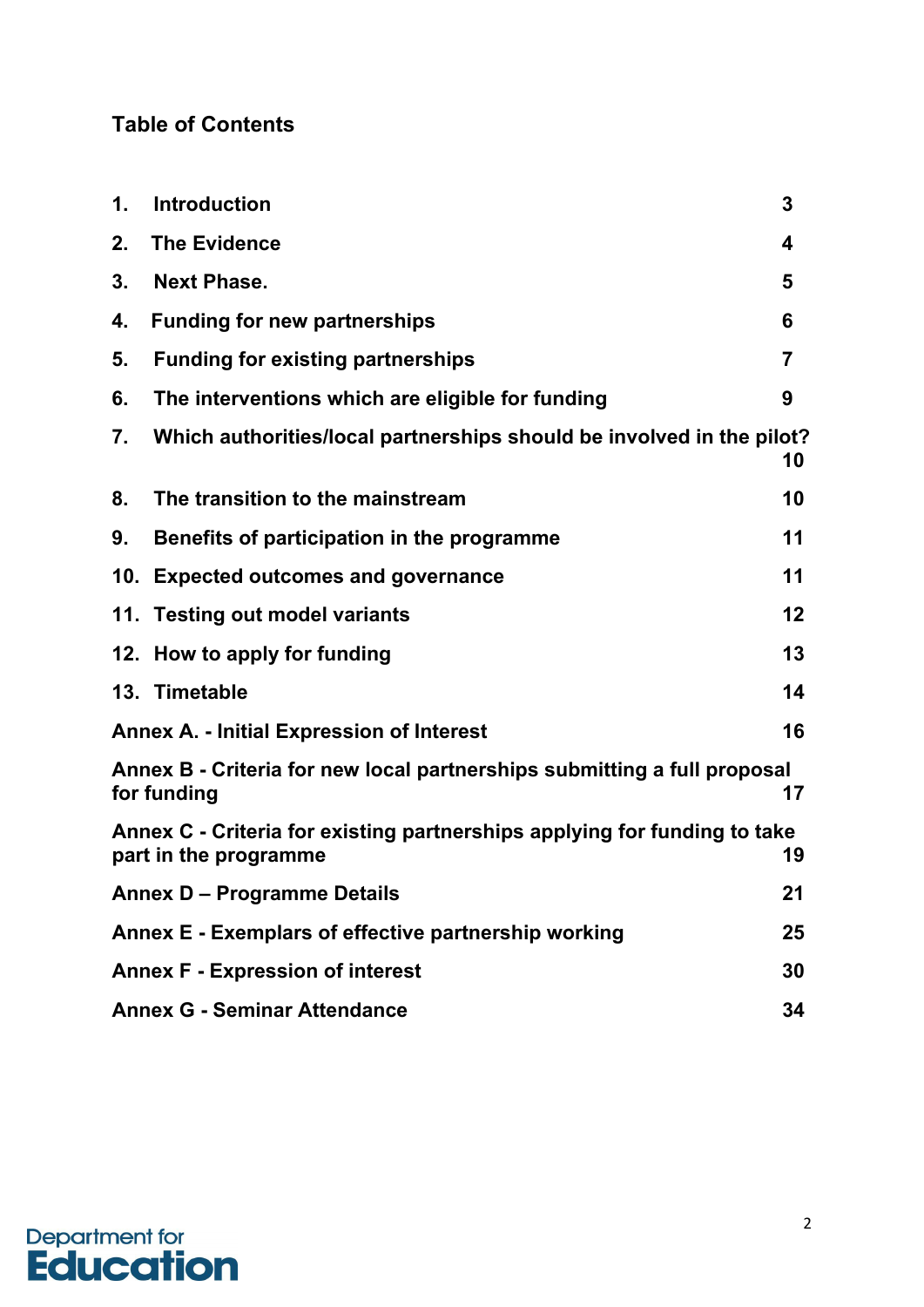## Table of Contents

| | | |
|---|---|---|
| 1. | Introduction | 3 |
| 2. | The Evidence | 4 |
| 3. | Next Phase. | 5 |
| 4. | Funding for new partnerships | 6 |
| 5. | Funding for existing partnerships | 7 |
| 6. | The interventions which are eligible for funding | 9 |
| 7. | Which authorities/local partnerships should be involved in the pilot? | 10 |
| 8. | The transition to the mainstream | 10 |
| 9. | Benefits of participation in the programme | 11 |
| 10. | Expected outcomes and governance | 11 |
| 11. | Testing out model variants | 12 |
| 12. | How to apply for funding | 13 |
| 13. | Timetable | 14 |
| Annex A. - Initial Expression of Interest | | 16 |
| Annex B - Criteria for new local partnerships submitting a full proposal for funding | | 17 |
| Annex C - Criteria for existing partnerships applying for funding to take part in the programme | | 19 |
| Annex D – Programme Details | | 21 |
| Annex E - Exemplars of effective partnership working | | 25 |
| Annex F - Expression of interest | | 30 |
| Annex G - Seminar Attendance | | 34 |

Department for Education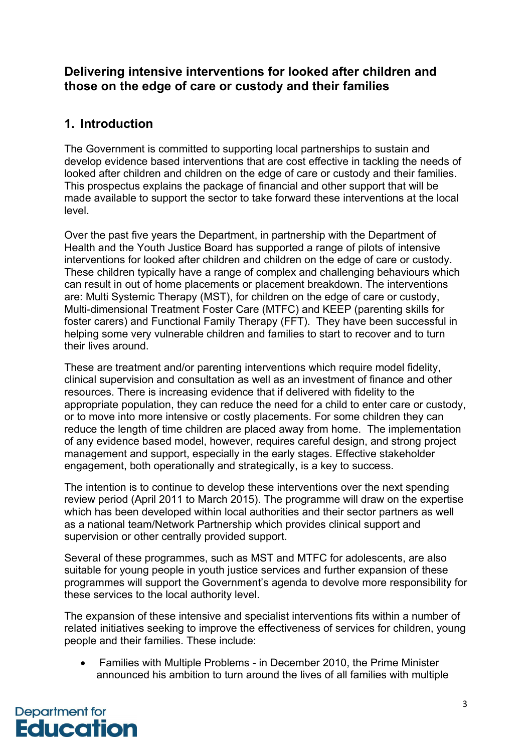## Delivering intensive interventions for looked after children and those on the edge of care or custody and their families

## 1. Introduction

The Government is committed to supporting local partnerships to sustain and develop evidence based interventions that are cost effective in tackling the needs of looked after children and children on the edge of care or custody and their families. This prospectus explains the package of financial and other support that will be made available to support the sector to take forward these interventions at the local level.

Over the past five years the Department, in partnership with the Department of Health and the Youth Justice Board has supported a range of pilots of intensive interventions for looked after children and children on the edge of care or custody. These children typically have a range of complex and challenging behaviours which can result in out of home placements or placement breakdown. The interventions are: Multi Systemic Therapy (MST), for children on the edge of care or custody, Multi-dimensional Treatment Foster Care (MTFC) and KEEP (parenting skills for foster carers) and Functional Family Therapy (FFT). They have been successful in helping some very vulnerable children and families to start to recover and to turn their lives around.

These are treatment and/or parenting interventions which require model fidelity, clinical supervision and consultation as well as an investment of finance and other resources. There is increasing evidence that if delivered with fidelity to the appropriate population, they can reduce the need for a child to enter care or custody, or to move into more intensive or costly placements. For some children they can reduce the length of time children are placed away from home. The implementation of any evidence based model, however, requires careful design, and strong project management and support, especially in the early stages. Effective stakeholder engagement, both operationally and strategically, is a key to success.

The intention is to continue to develop these interventions over the next spending review period (April 2011 to March 2015). The programme will draw on the expertise which has been developed within local authorities and their sector partners as well as a national team/Network Partnership which provides clinical support and supervision or other centrally provided support.

Several of these programmes, such as MST and MTFC for adolescents, are also suitable for young people in youth justice services and further expansion of these programmes will support the Government's agenda to devolve more responsibility for these services to the local authority level.

The expansion of these intensive and specialist interventions fits within a number of related initiatives seeking to improve the effectiveness of services for children, young people and their families. These include:

- Families with Multiple Problems - in December 2010, the Prime Minister announced his ambition to turn around the lives of all families with multiple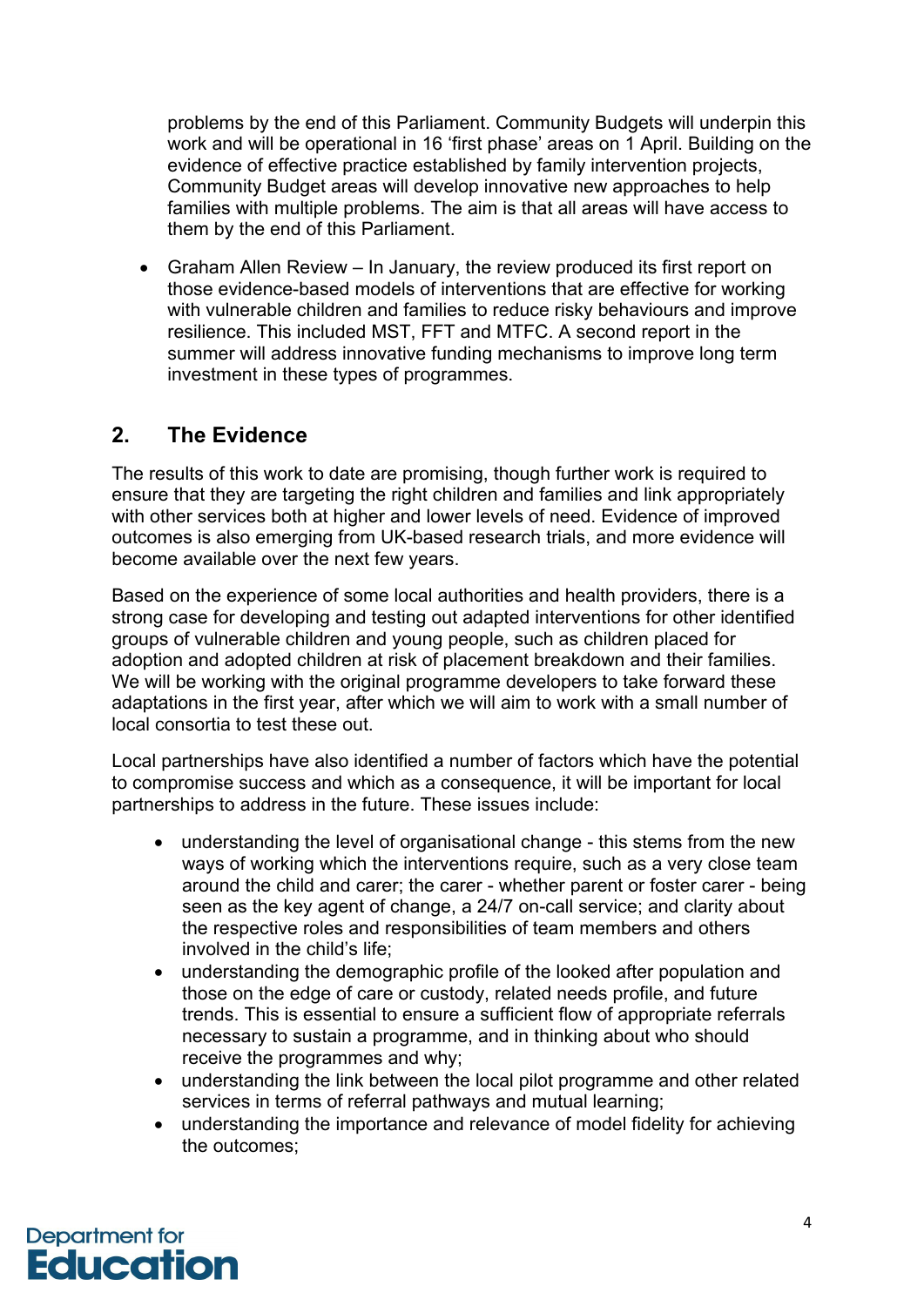problems by the end of this Parliament. Community Budgets will underpin this work and will be operational in 16 'first phase' areas on 1 April. Building on the evidence of effective practice established by family intervention projects, Community Budget areas will develop innovative new approaches to help families with multiple problems. The aim is that all areas will have access to them by the end of this Parliament.

- Graham Allen Review – In January, the review produced its first report on those evidence-based models of interventions that are effective for working with vulnerable children and families to reduce risky behaviours and improve resilience. This included MST, FFT and MTFC. A second report in the summer will address innovative funding mechanisms to improve long term investment in these types of programmes.

## 2. The Evidence

The results of this work to date are promising, though further work is required to ensure that they are targeting the right children and families and link appropriately with other services both at higher and lower levels of need. Evidence of improved outcomes is also emerging from UK-based research trials, and more evidence will become available over the next few years.

Based on the experience of some local authorities and health providers, there is a strong case for developing and testing out adapted interventions for other identified groups of vulnerable children and young people, such as children placed for adoption and adopted children at risk of placement breakdown and their families. We will be working with the original programme developers to take forward these adaptations in the first year, after which we will aim to work with a small number of local consortia to test these out.

Local partnerships have also identified a number of factors which have the potential to compromise success and which as a consequence, it will be important for local partnerships to address in the future. These issues include:

- understanding the level of organisational change - this stems from the new ways of working which the interventions require, such as a very close team around the child and carer; the carer - whether parent or foster carer - being seen as the key agent of change, a 24/7 on-call service; and clarity about the respective roles and responsibilities of team members and others involved in the child's life;
- understanding the demographic profile of the looked after population and those on the edge of care or custody, related needs profile, and future trends. This is essential to ensure a sufficient flow of appropriate referrals necessary to sustain a programme, and in thinking about who should receive the programmes and why;
- understanding the link between the local pilot programme and other related services in terms of referral pathways and mutual learning;
- understanding the importance and relevance of model fidelity for achieving the outcomes;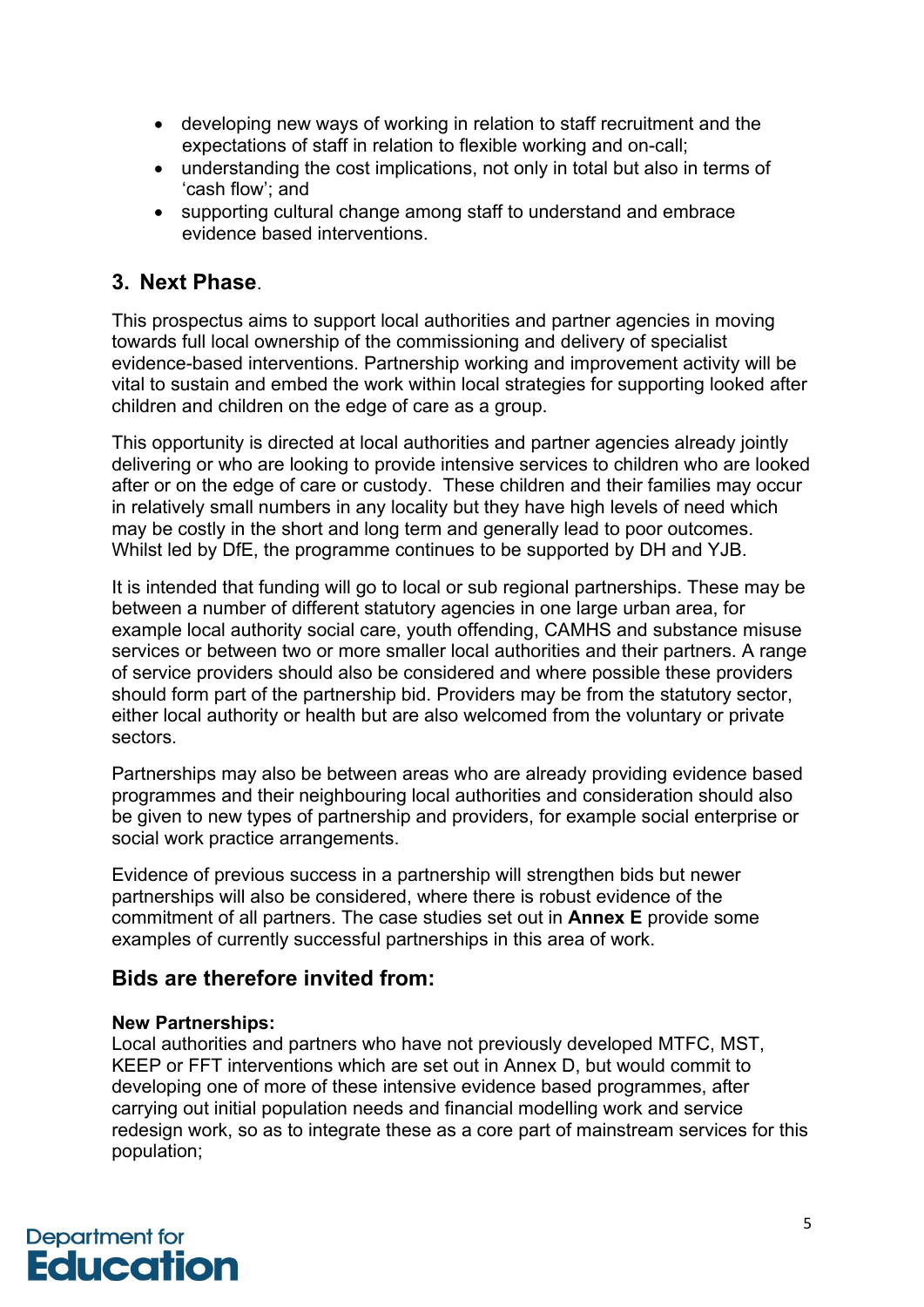- developing new ways of working in relation to staff recruitment and the expectations of staff in relation to flexible working and on-call;
- understanding the cost implications, not only in total but also in terms of 'cash flow'; and
- supporting cultural change among staff to understand and embrace evidence based interventions.

## 3. Next Phase.

This prospectus aims to support local authorities and partner agencies in moving towards full local ownership of the commissioning and delivery of specialist evidence-based interventions. Partnership working and improvement activity will be vital to sustain and embed the work within local strategies for supporting looked after children and children on the edge of care as a group.

This opportunity is directed at local authorities and partner agencies already jointly delivering or who are looking to provide intensive services to children who are looked after or on the edge of care or custody. These children and their families may occur in relatively small numbers in any locality but they have high levels of need which may be costly in the short and long term and generally lead to poor outcomes. Whilst led by DfE, the programme continues to be supported by DH and YJB.

It is intended that funding will go to local or sub regional partnerships. These may be between a number of different statutory agencies in one large urban area, for example local authority social care, youth offending, CAMHS and substance misuse services or between two or more smaller local authorities and their partners. A range of service providers should also be considered and where possible these providers should form part of the partnership bid. Providers may be from the statutory sector, either local authority or health but are also welcomed from the voluntary or private sectors.

Partnerships may also be between areas who are already providing evidence based programmes and their neighbouring local authorities and consideration should also be given to new types of partnership and providers, for example social enterprise or social work practice arrangements.

Evidence of previous success in a partnership will strengthen bids but newer partnerships will also be considered, where there is robust evidence of the commitment of all partners. The case studies set out in **Annex E** provide some examples of currently successful partnerships in this area of work.

## Bids are therefore invited from:

**New Partnerships:**
Local authorities and partners who have not previously developed MTFC, MST, KEEP or FFT interventions which are set out in Annex D, but would commit to developing one of more of these intensive evidence based programmes, after carrying out initial population needs and financial modelling work and service redesign work, so as to integrate these as a core part of mainstream services for this population;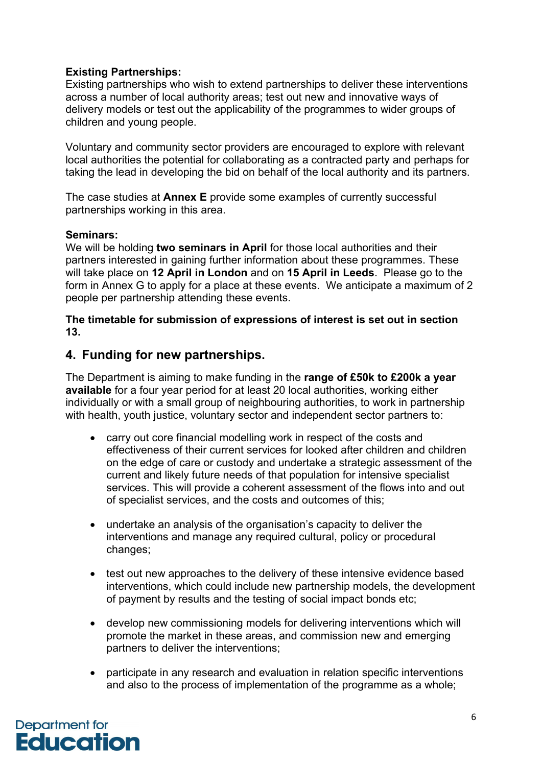**Existing Partnerships:**
Existing partnerships who wish to extend partnerships to deliver these interventions across a number of local authority areas; test out new and innovative ways of delivery models or test out the applicability of the programmes to wider groups of children and young people.

Voluntary and community sector providers are encouraged to explore with relevant local authorities the potential for collaborating as a contracted party and perhaps for taking the lead in developing the bid on behalf of the local authority and its partners.

The case studies at **Annex E** provide some examples of currently successful partnerships working in this area.

**Seminars:**
We will be holding **two seminars in April** for those local authorities and their partners interested in gaining further information about these programmes. These will take place on **12 April in London** and on **15 April in Leeds**. Please go to the form in Annex G to apply for a place at these events. We anticipate a maximum of 2 people per partnership attending these events.

**The timetable for submission of expressions of interest is set out in section 13.**

## 4. Funding for new partnerships.

The Department is aiming to make funding in the **range of £50k to £200k a year available** for a four year period for at least 20 local authorities, working either individually or with a small group of neighbouring authorities, to work in partnership with health, youth justice, voluntary sector and independent sector partners to:

- carry out core financial modelling work in respect of the costs and effectiveness of their current services for looked after children and children on the edge of care or custody and undertake a strategic assessment of the current and likely future needs of that population for intensive specialist services. This will provide a coherent assessment of the flows into and out of specialist services, and the costs and outcomes of this;

- undertake an analysis of the organisation's capacity to deliver the interventions and manage any required cultural, policy or procedural changes;

- test out new approaches to the delivery of these intensive evidence based interventions, which could include new partnership models, the development of payment by results and the testing of social impact bonds etc;

- develop new commissioning models for delivering interventions which will promote the market in these areas, and commission new and emerging partners to deliver the interventions;

- participate in any research and evaluation in relation specific interventions and also to the process of implementation of the programme as a whole;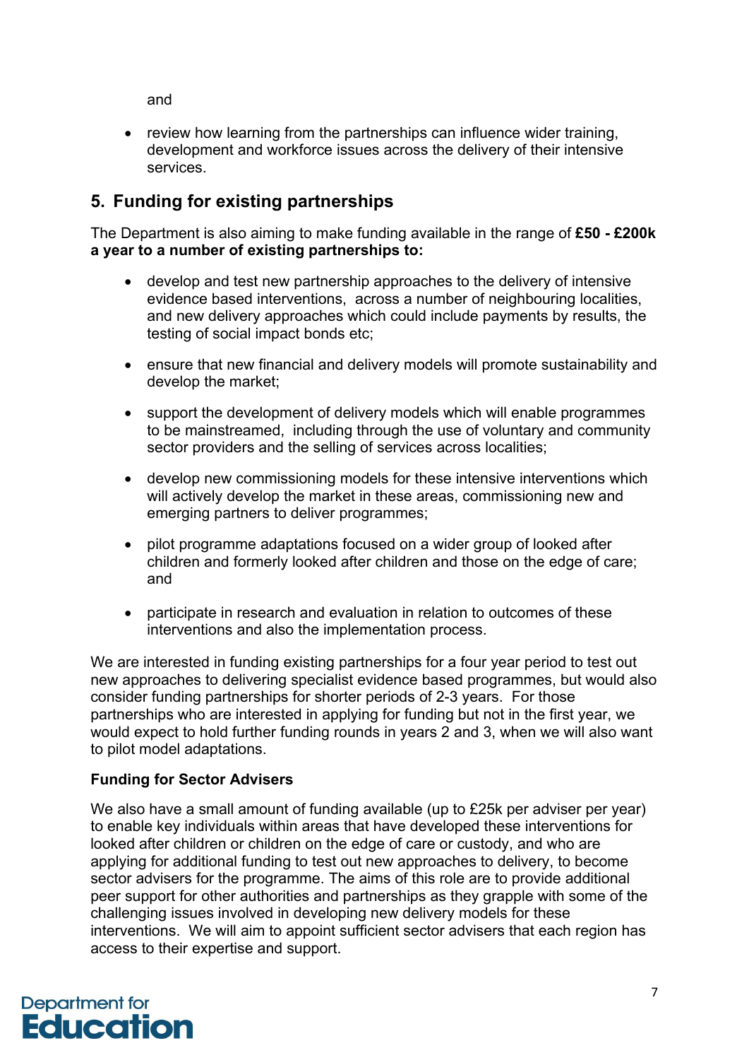and

- review how learning from the partnerships can influence wider training, development and workforce issues across the delivery of their intensive services.

## 5. Funding for existing partnerships

The Department is also aiming to make funding available in the range of **£50 - £200k a year to a number of existing partnerships to:**

- develop and test new partnership approaches to the delivery of intensive evidence based interventions, across a number of neighbouring localities, and new delivery approaches which could include payments by results, the testing of social impact bonds etc;
- ensure that new financial and delivery models will promote sustainability and develop the market;
- support the development of delivery models which will enable programmes to be mainstreamed, including through the use of voluntary and community sector providers and the selling of services across localities;
- develop new commissioning models for these intensive interventions which will actively develop the market in these areas, commissioning new and emerging partners to deliver programmes;
- pilot programme adaptations focused on a wider group of looked after children and formerly looked after children and those on the edge of care; and
- participate in research and evaluation in relation to outcomes of these interventions and also the implementation process.

We are interested in funding existing partnerships for a four year period to test out new approaches to delivering specialist evidence based programmes, but would also consider funding partnerships for shorter periods of 2-3 years. For those partnerships who are interested in applying for funding but not in the first year, we would expect to hold further funding rounds in years 2 and 3, when we will also want to pilot model adaptations.

**Funding for Sector Advisers**

We also have a small amount of funding available (up to £25k per adviser per year) to enable key individuals within areas that have developed these interventions for looked after children or children on the edge of care or custody, and who are applying for additional funding to test out new approaches to delivery, to become sector advisers for the programme. The aims of this role are to provide additional peer support for other authorities and partnerships as they grapple with some of the challenging issues involved in developing new delivery models for these interventions. We will aim to appoint sufficient sector advisers that each region has access to their expertise and support.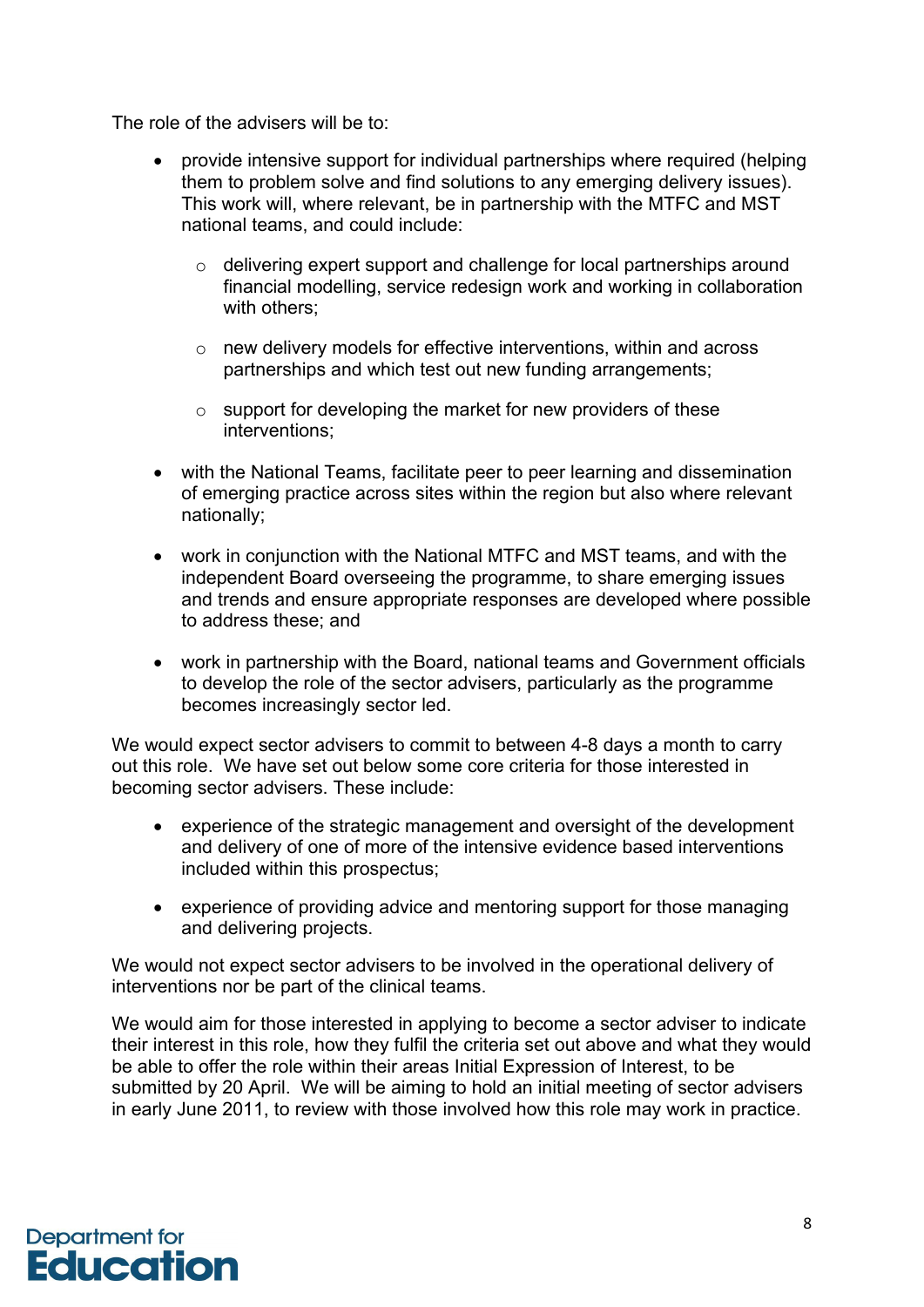The role of the advisers will be to:

- provide intensive support for individual partnerships where required (helping them to problem solve and find solutions to any emerging delivery issues). This work will, where relevant, be in partnership with the MTFC and MST national teams, and could include:
  - delivering expert support and challenge for local partnerships around financial modelling, service redesign work and working in collaboration with others;
  - new delivery models for effective interventions, within and across partnerships and which test out new funding arrangements;
  - support for developing the market for new providers of these interventions;
- with the National Teams, facilitate peer to peer learning and dissemination of emerging practice across sites within the region but also where relevant nationally;
- work in conjunction with the National MTFC and MST teams, and with the independent Board overseeing the programme, to share emerging issues and trends and ensure appropriate responses are developed where possible to address these; and
- work in partnership with the Board, national teams and Government officials to develop the role of the sector advisers, particularly as the programme becomes increasingly sector led.

We would expect sector advisers to commit to between 4-8 days a month to carry out this role. We have set out below some core criteria for those interested in becoming sector advisers. These include:

- experience of the strategic management and oversight of the development and delivery of one of more of the intensive evidence based interventions included within this prospectus;
- experience of providing advice and mentoring support for those managing and delivering projects.

We would not expect sector advisers to be involved in the operational delivery of interventions nor be part of the clinical teams.

We would aim for those interested in applying to become a sector adviser to indicate their interest in this role, how they fulfil the criteria set out above and what they would be able to offer the role within their areas Initial Expression of Interest, to be submitted by 20 April. We will be aiming to hold an initial meeting of sector advisers in early June 2011, to review with those involved how this role may work in practice.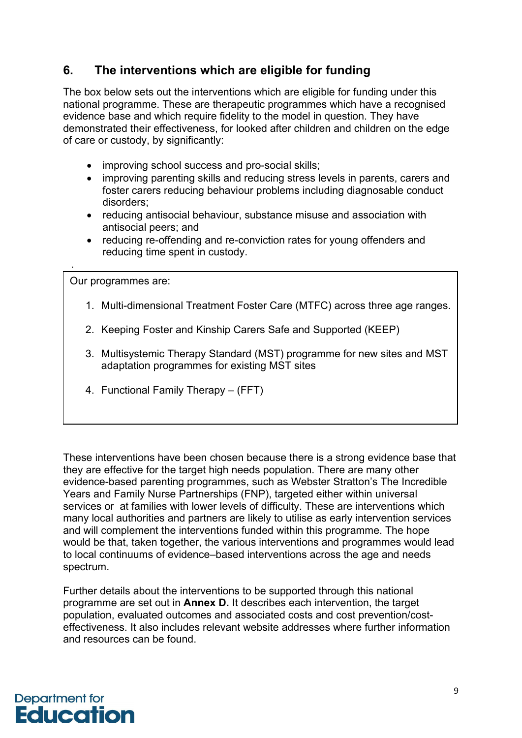## 6. The interventions which are eligible for funding

The box below sets out the interventions which are eligible for funding under this national programme. These are therapeutic programmes which have a recognised evidence base and which require fidelity to the model in question. They have demonstrated their effectiveness, for looked after children and children on the edge of care or custody, by significantly:

- improving school success and pro-social skills;
- improving parenting skills and reducing stress levels in parents, carers and foster carers reducing behaviour problems including diagnosable conduct disorders;
- reducing antisocial behaviour, substance misuse and association with antisocial peers; and
- reducing re-offending and re-conviction rates for young offenders and reducing time spent in custody.

.

Our programmes are:

1. Multi-dimensional Treatment Foster Care (MTFC) across three age ranges.
2. Keeping Foster and Kinship Carers Safe and Supported (KEEP)
3. Multisystemic Therapy Standard (MST) programme for new sites and MST adaptation programmes for existing MST sites
4. Functional Family Therapy – (FFT)

These interventions have been chosen because there is a strong evidence base that they are effective for the target high needs population. There are many other evidence-based parenting programmes, such as Webster Stratton's The Incredible Years and Family Nurse Partnerships (FNP), targeted either within universal services or at families with lower levels of difficulty. These are interventions which many local authorities and partners are likely to utilise as early intervention services and will complement the interventions funded within this programme. The hope would be that, taken together, the various interventions and programmes would lead to local continuums of evidence–based interventions across the age and needs spectrum.

Further details about the interventions to be supported through this national programme are set out in **Annex D.** It describes each intervention, the target population, evaluated outcomes and associated costs and cost prevention/cost-effectiveness. It also includes relevant website addresses where further information and resources can be found.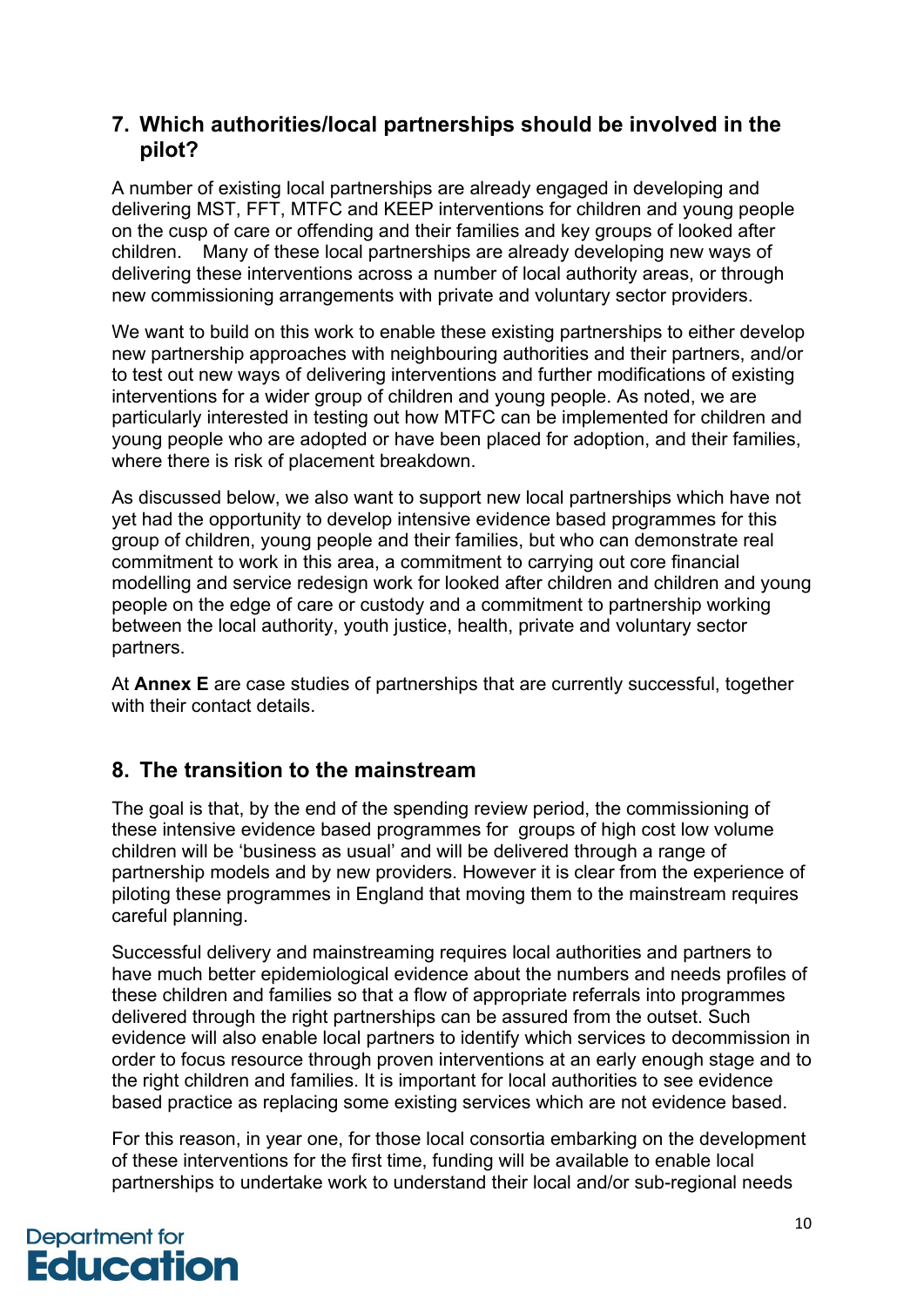## 7. Which authorities/local partnerships should be involved in the pilot?

A number of existing local partnerships are already engaged in developing and delivering MST, FFT, MTFC and KEEP interventions for children and young people on the cusp of care or offending and their families and key groups of looked after children. Many of these local partnerships are already developing new ways of delivering these interventions across a number of local authority areas, or through new commissioning arrangements with private and voluntary sector providers.

We want to build on this work to enable these existing partnerships to either develop new partnership approaches with neighbouring authorities and their partners, and/or to test out new ways of delivering interventions and further modifications of existing interventions for a wider group of children and young people. As noted, we are particularly interested in testing out how MTFC can be implemented for children and young people who are adopted or have been placed for adoption, and their families, where there is risk of placement breakdown.

As discussed below, we also want to support new local partnerships which have not yet had the opportunity to develop intensive evidence based programmes for this group of children, young people and their families, but who can demonstrate real commitment to work in this area, a commitment to carrying out core financial modelling and service redesign work for looked after children and children and young people on the edge of care or custody and a commitment to partnership working between the local authority, youth justice, health, private and voluntary sector partners.

At **Annex E** are case studies of partnerships that are currently successful, together with their contact details.

## 8. The transition to the mainstream

The goal is that, by the end of the spending review period, the commissioning of these intensive evidence based programmes for groups of high cost low volume children will be 'business as usual' and will be delivered through a range of partnership models and by new providers. However it is clear from the experience of piloting these programmes in England that moving them to the mainstream requires careful planning.

Successful delivery and mainstreaming requires local authorities and partners to have much better epidemiological evidence about the numbers and needs profiles of these children and families so that a flow of appropriate referrals into programmes delivered through the right partnerships can be assured from the outset. Such evidence will also enable local partners to identify which services to decommission in order to focus resource through proven interventions at an early enough stage and to the right children and families. It is important for local authorities to see evidence based practice as replacing some existing services which are not evidence based.

For this reason, in year one, for those local consortia embarking on the development of these interventions for the first time, funding will be available to enable local partnerships to undertake work to understand their local and/or sub-regional needs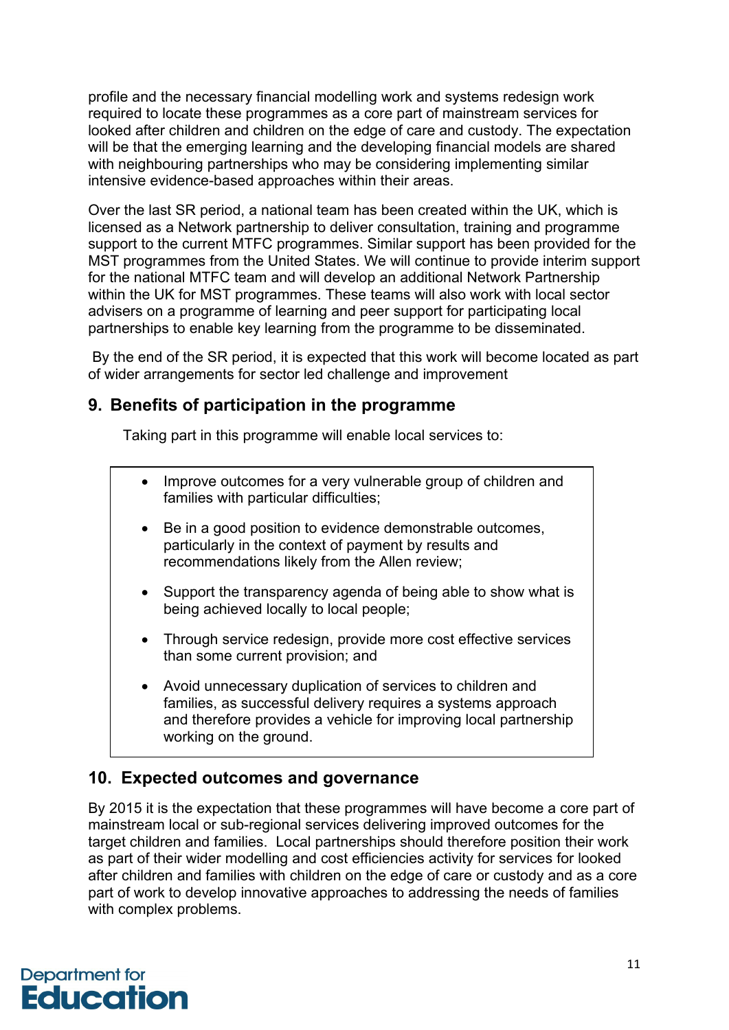profile and the necessary financial modelling work and systems redesign work required to locate these programmes as a core part of mainstream services for looked after children and children on the edge of care and custody. The expectation will be that the emerging learning and the developing financial models are shared with neighbouring partnerships who may be considering implementing similar intensive evidence-based approaches within their areas.

Over the last SR period, a national team has been created within the UK, which is licensed as a Network partnership to deliver consultation, training and programme support to the current MTFC programmes. Similar support has been provided for the MST programmes from the United States. We will continue to provide interim support for the national MTFC team and will develop an additional Network Partnership within the UK for MST programmes. These teams will also work with local sector advisers on a programme of learning and peer support for participating local partnerships to enable key learning from the programme to be disseminated.

By the end of the SR period, it is expected that this work will become located as part of wider arrangements for sector led challenge and improvement

## 9. Benefits of participation in the programme

Taking part in this programme will enable local services to:

- Improve outcomes for a very vulnerable group of children and families with particular difficulties;
- Be in a good position to evidence demonstrable outcomes, particularly in the context of payment by results and recommendations likely from the Allen review;
- Support the transparency agenda of being able to show what is being achieved locally to local people;
- Through service redesign, provide more cost effective services than some current provision; and
- Avoid unnecessary duplication of services to children and families, as successful delivery requires a systems approach and therefore provides a vehicle for improving local partnership working on the ground.

## 10. Expected outcomes and governance

By 2015 it is the expectation that these programmes will have become a core part of mainstream local or sub-regional services delivering improved outcomes for the target children and families. Local partnerships should therefore position their work as part of their wider modelling and cost efficiencies activity for services for looked after children and families with children on the edge of care or custody and as a core part of work to develop innovative approaches to addressing the needs of families with complex problems.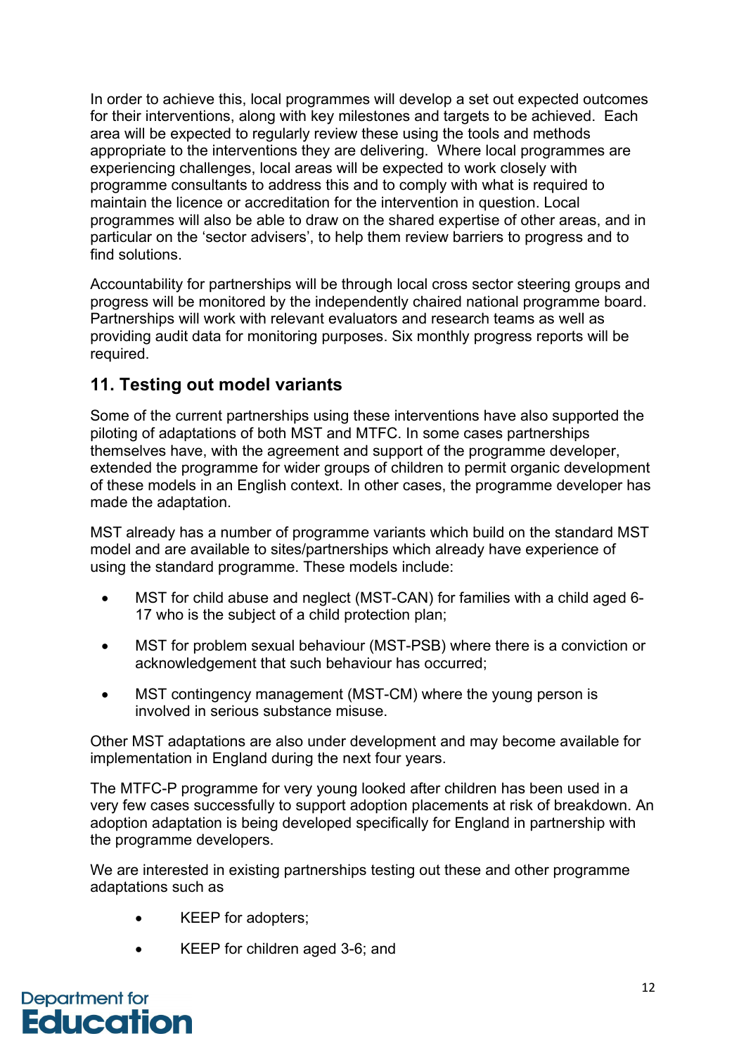In order to achieve this, local programmes will develop a set out expected outcomes for their interventions, along with key milestones and targets to be achieved. Each area will be expected to regularly review these using the tools and methods appropriate to the interventions they are delivering. Where local programmes are experiencing challenges, local areas will be expected to work closely with programme consultants to address this and to comply with what is required to maintain the licence or accreditation for the intervention in question. Local programmes will also be able to draw on the shared expertise of other areas, and in particular on the 'sector advisers', to help them review barriers to progress and to find solutions.

Accountability for partnerships will be through local cross sector steering groups and progress will be monitored by the independently chaired national programme board. Partnerships will work with relevant evaluators and research teams as well as providing audit data for monitoring purposes. Six monthly progress reports will be required.

## 11. Testing out model variants

Some of the current partnerships using these interventions have also supported the piloting of adaptations of both MST and MTFC. In some cases partnerships themselves have, with the agreement and support of the programme developer, extended the programme for wider groups of children to permit organic development of these models in an English context. In other cases, the programme developer has made the adaptation.

MST already has a number of programme variants which build on the standard MST model and are available to sites/partnerships which already have experience of using the standard programme. These models include:

- MST for child abuse and neglect (MST-CAN) for families with a child aged 6-17 who is the subject of a child protection plan;
- MST for problem sexual behaviour (MST-PSB) where there is a conviction or acknowledgement that such behaviour has occurred;
- MST contingency management (MST-CM) where the young person is involved in serious substance misuse.

Other MST adaptations are also under development and may become available for implementation in England during the next four years.

The MTFC-P programme for very young looked after children has been used in a very few cases successfully to support adoption placements at risk of breakdown. An adoption adaptation is being developed specifically for England in partnership with the programme developers.

We are interested in existing partnerships testing out these and other programme adaptations such as

- KEEP for adopters;
- KEEP for children aged 3-6; and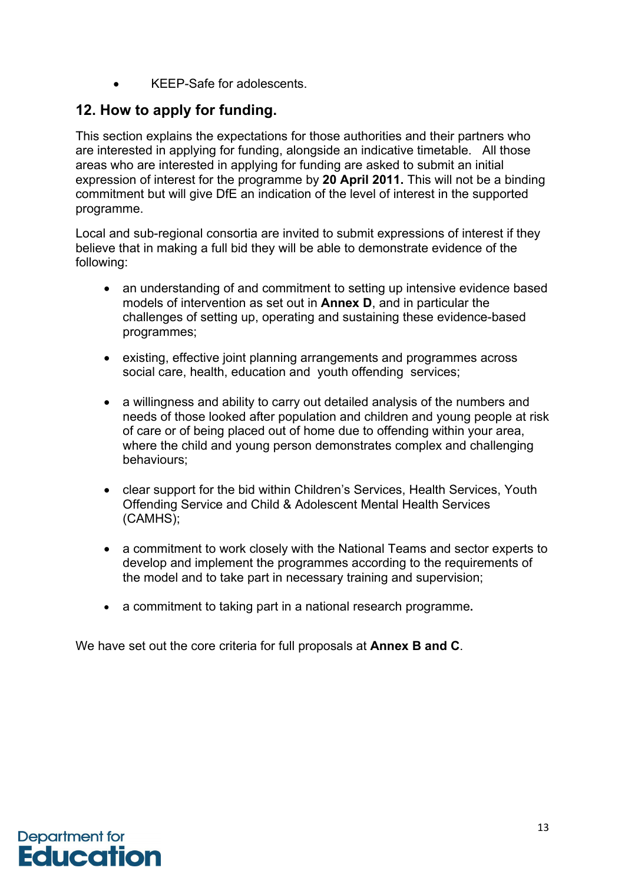- KEEP-Safe for adolescents.

## 12. How to apply for funding.

This section explains the expectations for those authorities and their partners who are interested in applying for funding, alongside an indicative timetable. All those areas who are interested in applying for funding are asked to submit an initial expression of interest for the programme by **20 April 2011.** This will not be a binding commitment but will give DfE an indication of the level of interest in the supported programme.

Local and sub-regional consortia are invited to submit expressions of interest if they believe that in making a full bid they will be able to demonstrate evidence of the following:

- an understanding of and commitment to setting up intensive evidence based models of intervention as set out in **Annex D**, and in particular the challenges of setting up, operating and sustaining these evidence-based programmes;
- existing, effective joint planning arrangements and programmes across social care, health, education and youth offending services;
- a willingness and ability to carry out detailed analysis of the numbers and needs of those looked after population and children and young people at risk of care or of being placed out of home due to offending within your area, where the child and young person demonstrates complex and challenging behaviours;
- clear support for the bid within Children's Services, Health Services, Youth Offending Service and Child & Adolescent Mental Health Services (CAMHS);
- a commitment to work closely with the National Teams and sector experts to develop and implement the programmes according to the requirements of the model and to take part in necessary training and supervision;
- a commitment to taking part in a national research programme.

We have set out the core criteria for full proposals at **Annex B and C**.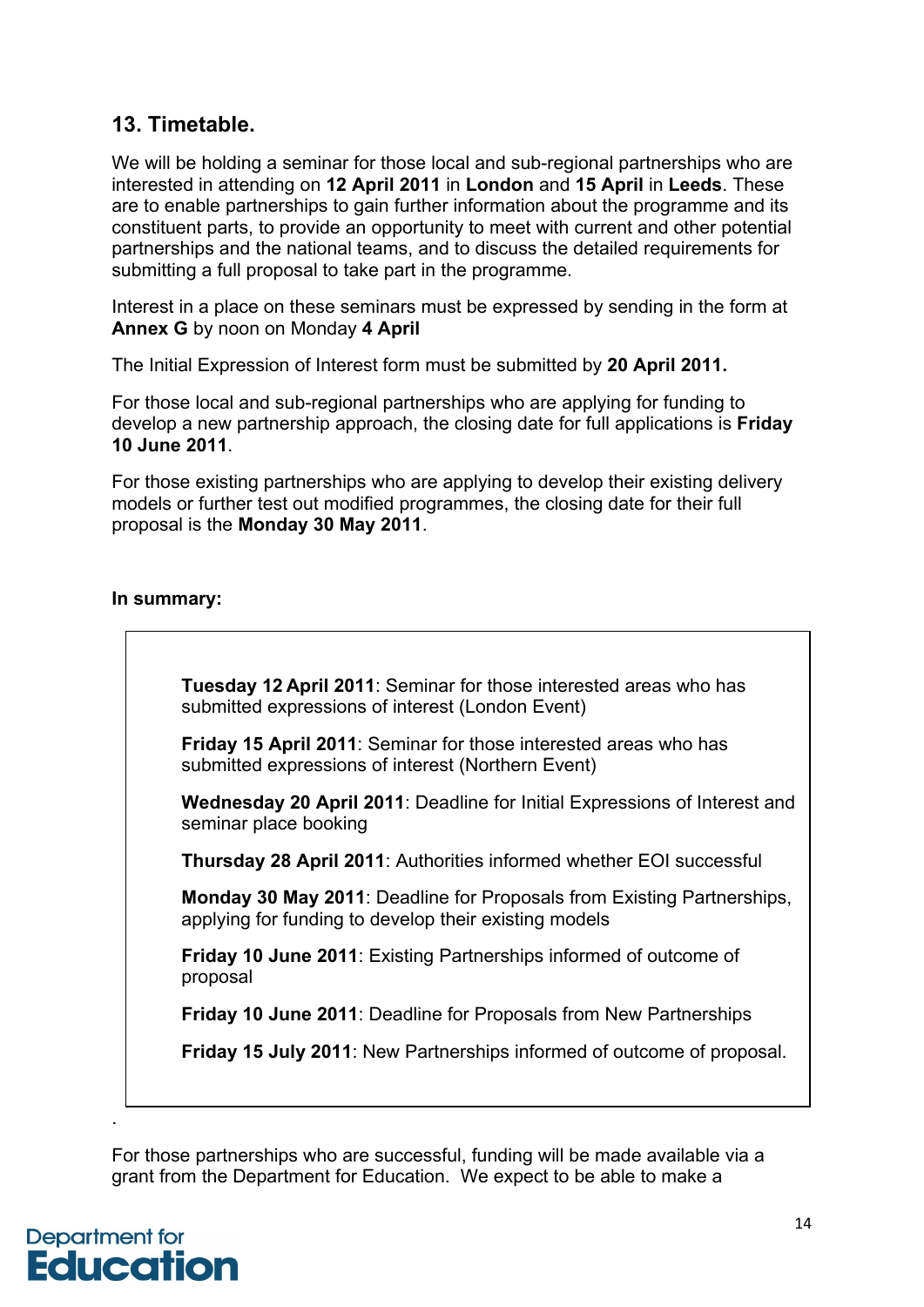## 13. Timetable.

We will be holding a seminar for those local and sub-regional partnerships who are interested in attending on **12 April 2011** in **London** and **15 April** in **Leeds**. These are to enable partnerships to gain further information about the programme and its constituent parts, to provide an opportunity to meet with current and other potential partnerships and the national teams, and to discuss the detailed requirements for submitting a full proposal to take part in the programme.

Interest in a place on these seminars must be expressed by sending in the form at **Annex G** by noon on Monday **4 April**

The Initial Expression of Interest form must be submitted by **20 April 2011.**

For those local and sub-regional partnerships who are applying for funding to develop a new partnership approach, the closing date for full applications is **Friday 10 June 2011**.

For those existing partnerships who are applying to develop their existing delivery models or further test out modified programmes, the closing date for their full proposal is the **Monday 30 May 2011**.

**In summary:**

**Tuesday 12 April 2011**: Seminar for those interested areas who has submitted expressions of interest (London Event)

**Friday 15 April 2011**: Seminar for those interested areas who has submitted expressions of interest (Northern Event)

**Wednesday 20 April 2011**: Deadline for Initial Expressions of Interest and seminar place booking

**Thursday 28 April 2011**: Authorities informed whether EOI successful

**Monday 30 May 2011**: Deadline for Proposals from Existing Partnerships, applying for funding to develop their existing models

**Friday 10 June 2011**: Existing Partnerships informed of outcome of proposal

**Friday 10 June 2011**: Deadline for Proposals from New Partnerships

**Friday 15 July 2011**: New Partnerships informed of outcome of proposal.

.

For those partnerships who are successful, funding will be made available via a grant from the Department for Education. We expect to be able to make a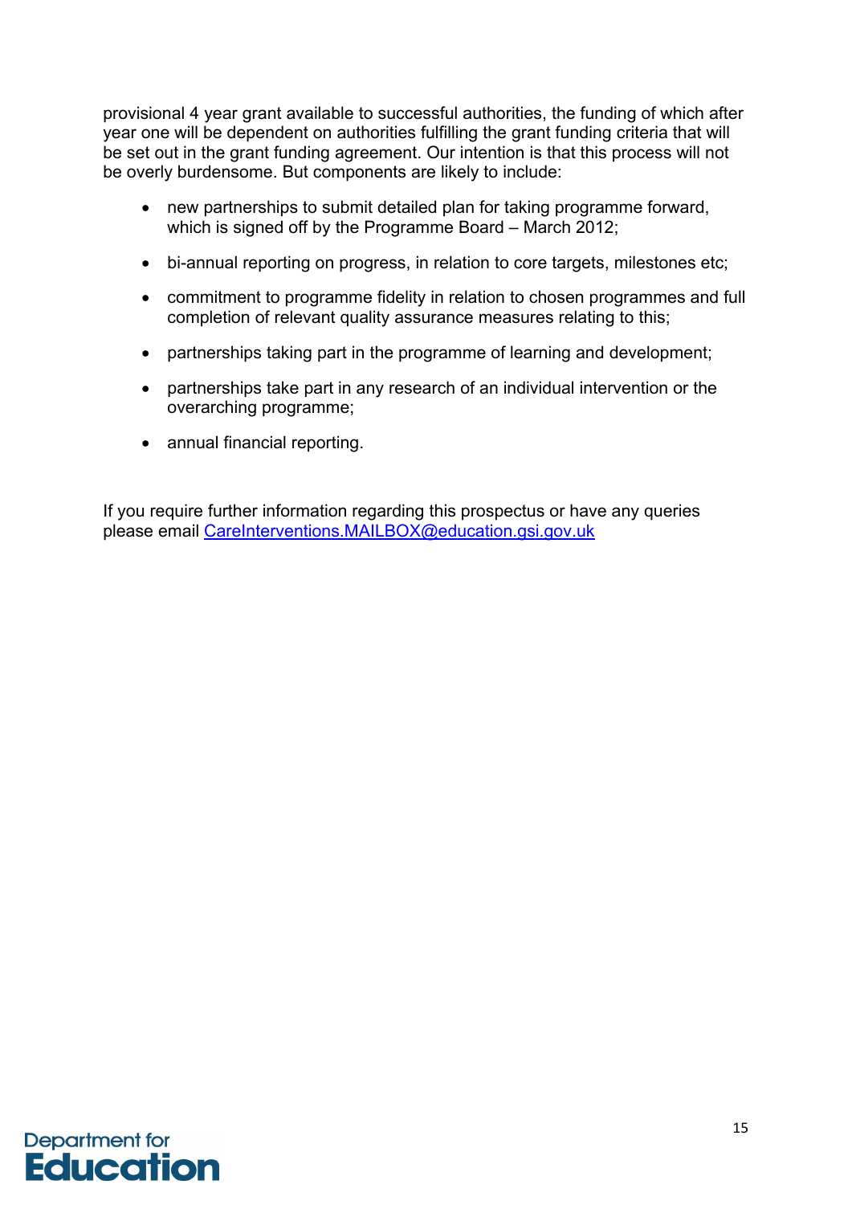provisional 4 year grant available to successful authorities, the funding of which after year one will be dependent on authorities fulfilling the grant funding criteria that will be set out in the grant funding agreement. Our intention is that this process will not be overly burdensome. But components are likely to include:

- new partnerships to submit detailed plan for taking programme forward, which is signed off by the Programme Board – March 2012;
- bi-annual reporting on progress, in relation to core targets, milestones etc;
- commitment to programme fidelity in relation to chosen programmes and full completion of relevant quality assurance measures relating to this;
- partnerships taking part in the programme of learning and development;
- partnerships take part in any research of an individual intervention or the overarching programme;
- annual financial reporting.

If you require further information regarding this prospectus or have any queries please email CareInterventions.MAILBOX@education.gsi.gov.uk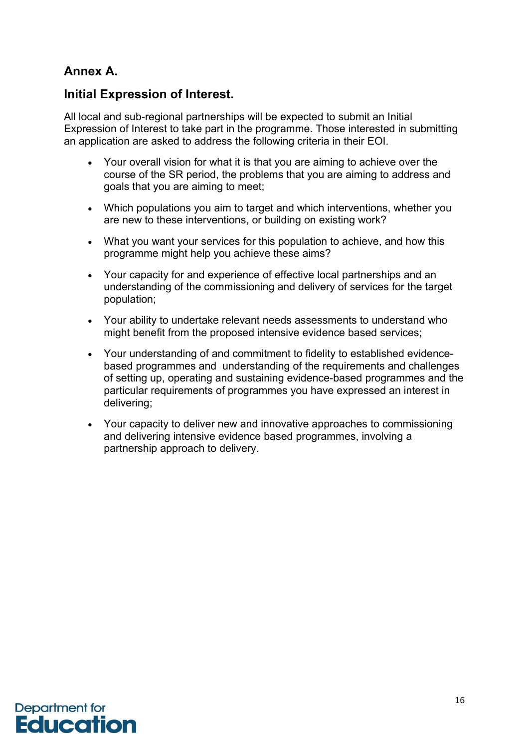## Annex A.

## Initial Expression of Interest.

All local and sub-regional partnerships will be expected to submit an Initial Expression of Interest to take part in the programme. Those interested in submitting an application are asked to address the following criteria in their EOI.

- Your overall vision for what it is that you are aiming to achieve over the course of the SR period, the problems that you are aiming to address and goals that you are aiming to meet;
- Which populations you aim to target and which interventions, whether you are new to these interventions, or building on existing work?
- What you want your services for this population to achieve, and how this programme might help you achieve these aims?
- Your capacity for and experience of effective local partnerships and an understanding of the commissioning and delivery of services for the target population;
- Your ability to undertake relevant needs assessments to understand who might benefit from the proposed intensive evidence based services;
- Your understanding of and commitment to fidelity to established evidence-based programmes and understanding of the requirements and challenges of setting up, operating and sustaining evidence-based programmes and the particular requirements of programmes you have expressed an interest in delivering;
- Your capacity to deliver new and innovative approaches to commissioning and delivering intensive evidence based programmes, involving a partnership approach to delivery.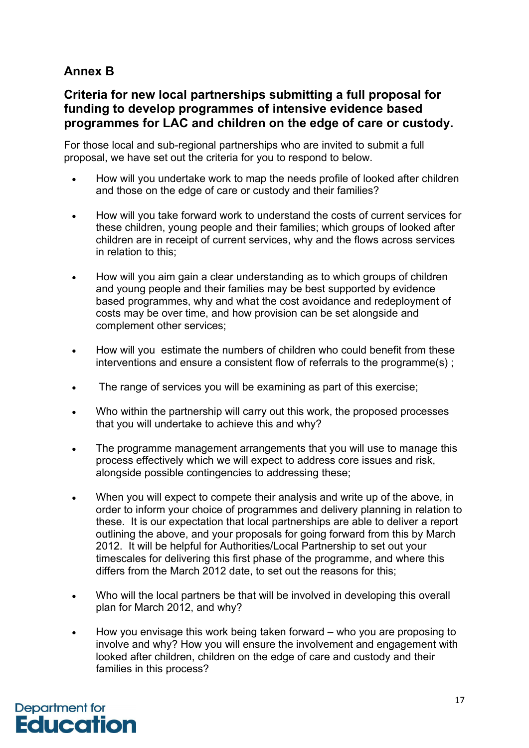## Annex B

### Criteria for new local partnerships submitting a full proposal for funding to develop programmes of intensive evidence based programmes for LAC and children on the edge of care or custody.

For those local and sub-regional partnerships who are invited to submit a full proposal, we have set out the criteria for you to respond to below.

- How will you undertake work to map the needs profile of looked after children and those on the edge of care or custody and their families?
- How will you take forward work to understand the costs of current services for these children, young people and their families; which groups of looked after children are in receipt of current services, why and the flows across services in relation to this;
- How will you aim gain a clear understanding as to which groups of children and young people and their families may be best supported by evidence based programmes, why and what the cost avoidance and redeployment of costs may be over time, and how provision can be set alongside and complement other services;
- How will you estimate the numbers of children who could benefit from these interventions and ensure a consistent flow of referrals to the programme(s) ;
- The range of services you will be examining as part of this exercise;
- Who within the partnership will carry out this work, the proposed processes that you will undertake to achieve this and why?
- The programme management arrangements that you will use to manage this process effectively which we will expect to address core issues and risk, alongside possible contingencies to addressing these;
- When you will expect to compete their analysis and write up of the above, in order to inform your choice of programmes and delivery planning in relation to these. It is our expectation that local partnerships are able to deliver a report outlining the above, and your proposals for going forward from this by March 2012. It will be helpful for Authorities/Local Partnership to set out your timescales for delivering this first phase of the programme, and where this differs from the March 2012 date, to set out the reasons for this;
- Who will the local partners be that will be involved in developing this overall plan for March 2012, and why?
- How you envisage this work being taken forward – who you are proposing to involve and why? How you will ensure the involvement and engagement with looked after children, children on the edge of care and custody and their families in this process?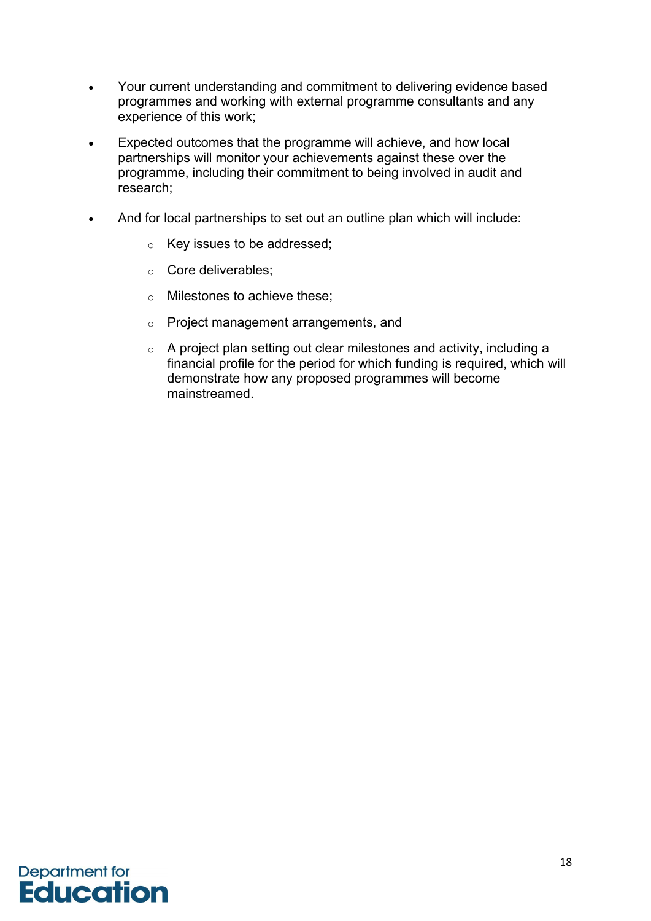- Your current understanding and commitment to delivering evidence based programmes and working with external programme consultants and any experience of this work;
- Expected outcomes that the programme will achieve, and how local partnerships will monitor your achievements against these over the programme, including their commitment to being involved in audit and research;
- And for local partnerships to set out an outline plan which will include:
  - Key issues to be addressed;
  - Core deliverables;
  - Milestones to achieve these;
  - Project management arrangements, and
  - A project plan setting out clear milestones and activity, including a financial profile for the period for which funding is required, which will demonstrate how any proposed programmes will become mainstreamed.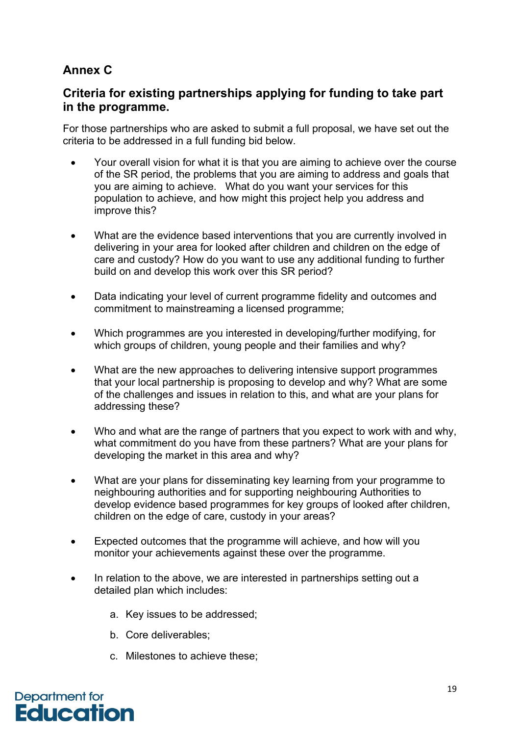## Annex C

## Criteria for existing partnerships applying for funding to take part in the programme.

For those partnerships who are asked to submit a full proposal, we have set out the criteria to be addressed in a full funding bid below.

- Your overall vision for what it is that you are aiming to achieve over the course of the SR period, the problems that you are aiming to address and goals that you are aiming to achieve. What do you want your services for this population to achieve, and how might this project help you address and improve this?

- What are the evidence based interventions that you are currently involved in delivering in your area for looked after children and children on the edge of care and custody? How do you want to use any additional funding to further build on and develop this work over this SR period?

- Data indicating your level of current programme fidelity and outcomes and commitment to mainstreaming a licensed programme;

- Which programmes are you interested in developing/further modifying, for which groups of children, young people and their families and why?

- What are the new approaches to delivering intensive support programmes that your local partnership is proposing to develop and why? What are some of the challenges and issues in relation to this, and what are your plans for addressing these?

- Who and what are the range of partners that you expect to work with and why, what commitment do you have from these partners? What are your plans for developing the market in this area and why?

- What are your plans for disseminating key learning from your programme to neighbouring authorities and for supporting neighbouring Authorities to develop evidence based programmes for key groups of looked after children, children on the edge of care, custody in your areas?

- Expected outcomes that the programme will achieve, and how will you monitor your achievements against these over the programme.

- In relation to the above, we are interested in partnerships setting out a detailed plan which includes:

    a. Key issues to be addressed;

    b. Core deliverables;

    c. Milestones to achieve these;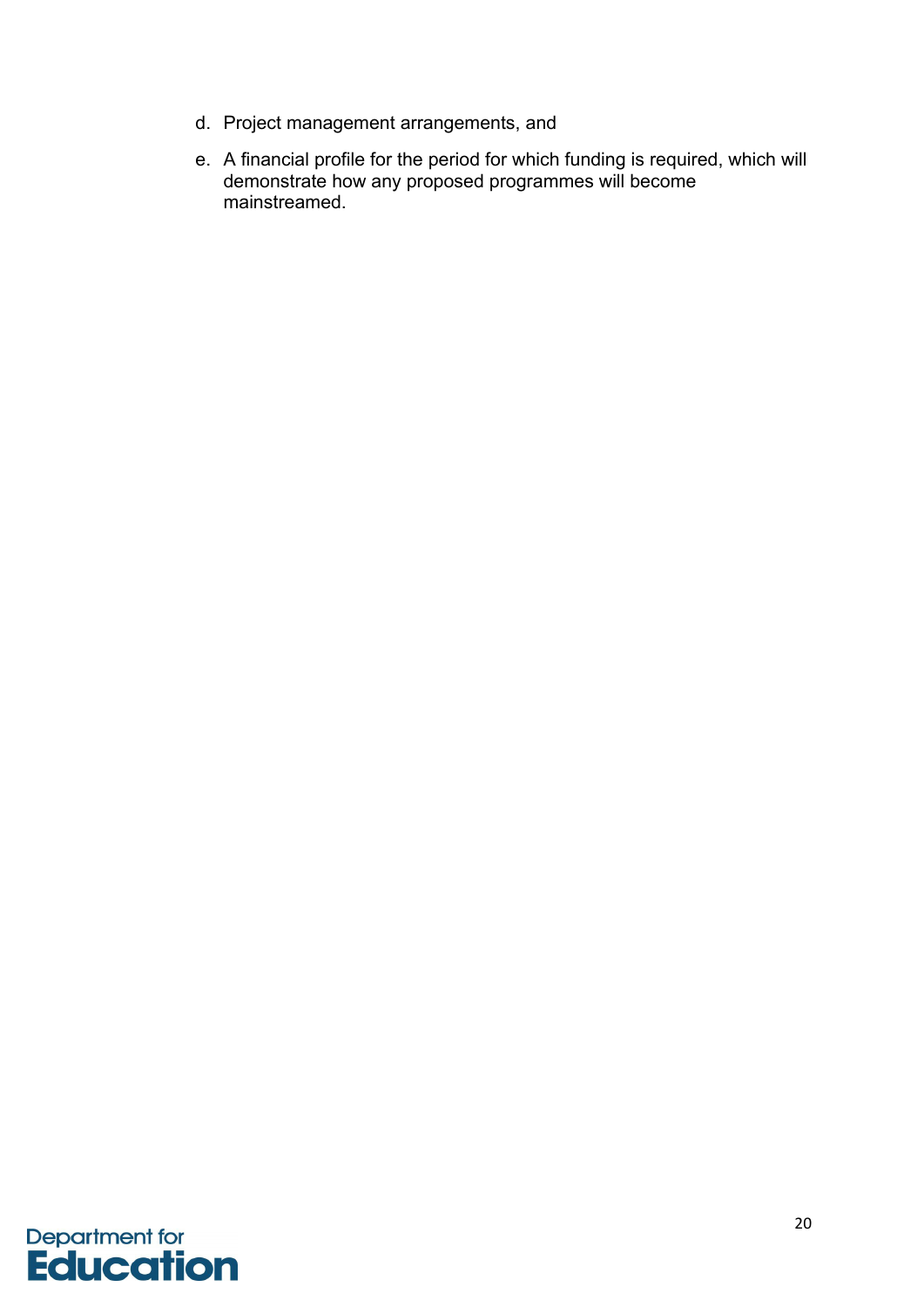d. Project management arrangements, and
e. A financial profile for the period for which funding is required, which will demonstrate how any proposed programmes will become mainstreamed.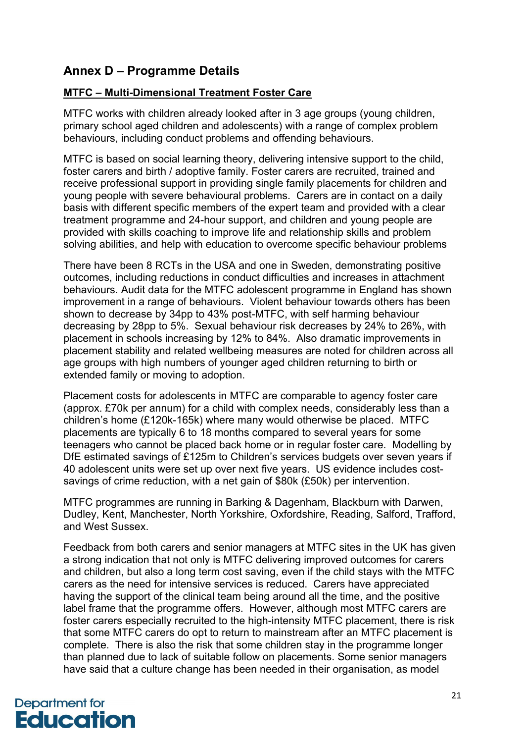## Annex D – Programme Details

### MTFC – Multi-Dimensional Treatment Foster Care

MTFC works with children already looked after in 3 age groups (young children, primary school aged children and adolescents) with a range of complex problem behaviours, including conduct problems and offending behaviours.

MTFC is based on social learning theory, delivering intensive support to the child, foster carers and birth / adoptive family. Foster carers are recruited, trained and receive professional support in providing single family placements for children and young people with severe behavioural problems. Carers are in contact on a daily basis with different specific members of the expert team and provided with a clear treatment programme and 24-hour support, and children and young people are provided with skills coaching to improve life and relationship skills and problem solving abilities, and help with education to overcome specific behaviour problems

There have been 8 RCTs in the USA and one in Sweden, demonstrating positive outcomes, including reductions in conduct difficulties and increases in attachment behaviours. Audit data for the MTFC adolescent programme in England has shown improvement in a range of behaviours. Violent behaviour towards others has been shown to decrease by 34pp to 43% post-MTFC, with self harming behaviour decreasing by 28pp to 5%. Sexual behaviour risk decreases by 24% to 26%, with placement in schools increasing by 12% to 84%. Also dramatic improvements in placement stability and related wellbeing measures are noted for children across all age groups with high numbers of younger aged children returning to birth or extended family or moving to adoption.

Placement costs for adolescents in MTFC are comparable to agency foster care (approx. £70k per annum) for a child with complex needs, considerably less than a children's home (£120k-165k) where many would otherwise be placed. MTFC placements are typically 6 to 18 months compared to several years for some teenagers who cannot be placed back home or in regular foster care. Modelling by DfE estimated savings of £125m to Children's services budgets over seven years if 40 adolescent units were set up over next five years. US evidence includes cost-savings of crime reduction, with a net gain of $80k (£50k) per intervention.

MTFC programmes are running in Barking & Dagenham, Blackburn with Darwen, Dudley, Kent, Manchester, North Yorkshire, Oxfordshire, Reading, Salford, Trafford, and West Sussex.

Feedback from both carers and senior managers at MTFC sites in the UK has given a strong indication that not only is MTFC delivering improved outcomes for carers and children, but also a long term cost saving, even if the child stays with the MTFC carers as the need for intensive services is reduced. Carers have appreciated having the support of the clinical team being around all the time, and the positive label frame that the programme offers. However, although most MTFC carers are foster carers especially recruited to the high-intensity MTFC placement, there is risk that some MTFC carers do opt to return to mainstream after an MTFC placement is complete. There is also the risk that some children stay in the programme longer than planned due to lack of suitable follow on placements. Some senior managers have said that a culture change has been needed in their organisation, as model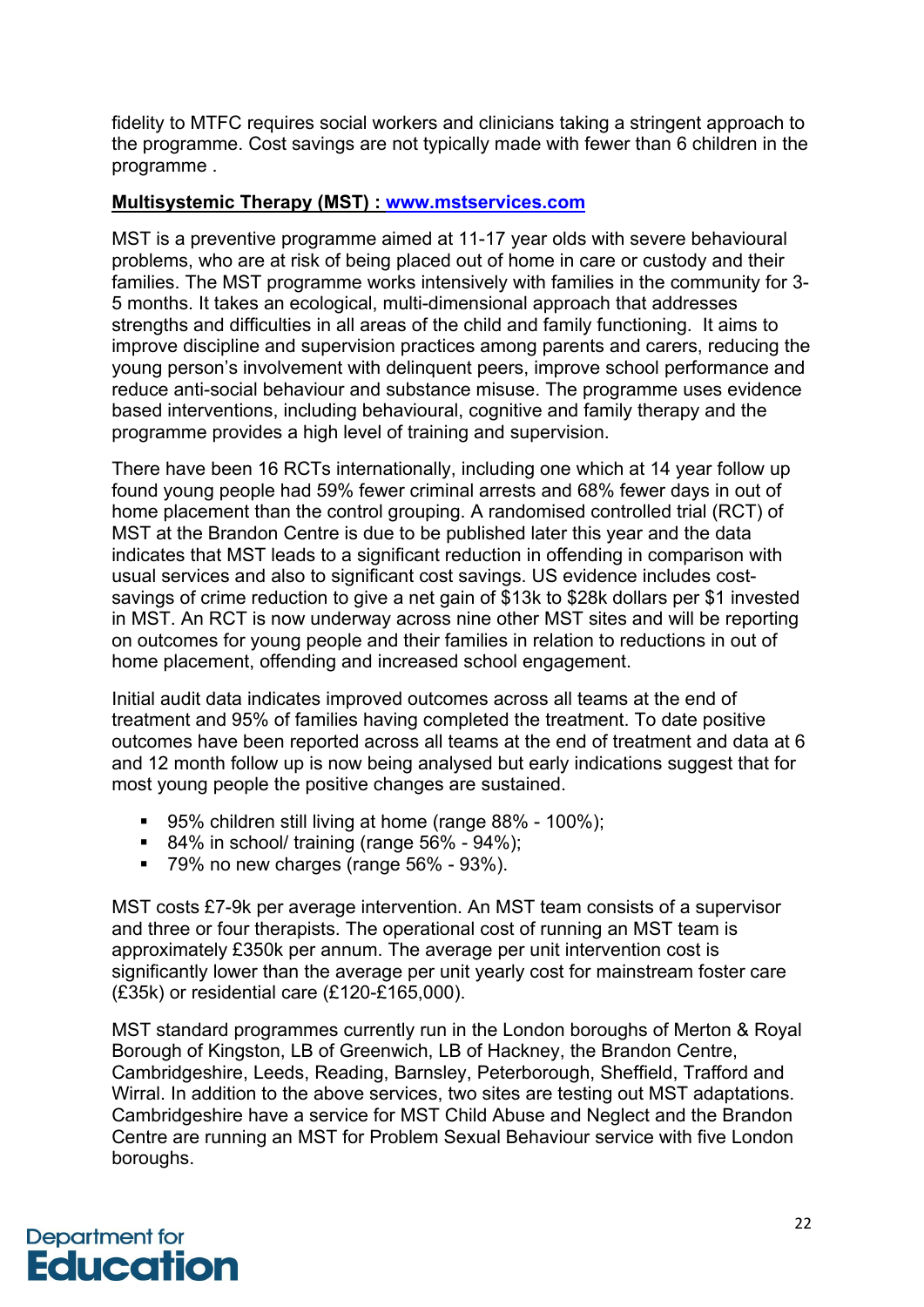fidelity to MTFC requires social workers and clinicians taking a stringent approach to the programme. Cost savings are not typically made with fewer than 6 children in the programme .

**Multisystemic Therapy (MST) : [www.mstservices.com](http://www.mstservices.com)**

MST is a preventive programme aimed at 11-17 year olds with severe behavioural problems, who are at risk of being placed out of home in care or custody and their families. The MST programme works intensively with families in the community for 3-5 months. It takes an ecological, multi-dimensional approach that addresses strengths and difficulties in all areas of the child and family functioning. It aims to improve discipline and supervision practices among parents and carers, reducing the young person's involvement with delinquent peers, improve school performance and reduce anti-social behaviour and substance misuse. The programme uses evidence based interventions, including behavioural, cognitive and family therapy and the programme provides a high level of training and supervision.

There have been 16 RCTs internationally, including one which at 14 year follow up found young people had 59% fewer criminal arrests and 68% fewer days in out of home placement than the control grouping. A randomised controlled trial (RCT) of MST at the Brandon Centre is due to be published later this year and the data indicates that MST leads to a significant reduction in offending in comparison with usual services and also to significant cost savings. US evidence includes cost-savings of crime reduction to give a net gain of $13k to $28k dollars per $1 invested in MST. An RCT is now underway across nine other MST sites and will be reporting on outcomes for young people and their families in relation to reductions in out of home placement, offending and increased school engagement.

Initial audit data indicates improved outcomes across all teams at the end of treatment and 95% of families having completed the treatment. To date positive outcomes have been reported across all teams at the end of treatment and data at 6 and 12 month follow up is now being analysed but early indications suggest that for most young people the positive changes are sustained.

- 95% children still living at home (range 88% - 100%);
- 84% in school/ training (range 56% - 94%);
- 79% no new charges (range 56% - 93%).

MST costs £7-9k per average intervention. An MST team consists of a supervisor and three or four therapists. The operational cost of running an MST team is approximately £350k per annum. The average per unit intervention cost is significantly lower than the average per unit yearly cost for mainstream foster care (£35k) or residential care (£120-£165,000).

MST standard programmes currently run in the London boroughs of Merton & Royal Borough of Kingston, LB of Greenwich, LB of Hackney, the Brandon Centre, Cambridgeshire, Leeds, Reading, Barnsley, Peterborough, Sheffield, Trafford and Wirral. In addition to the above services, two sites are testing out MST adaptations. Cambridgeshire have a service for MST Child Abuse and Neglect and the Brandon Centre are running an MST for Problem Sexual Behaviour service with five London boroughs.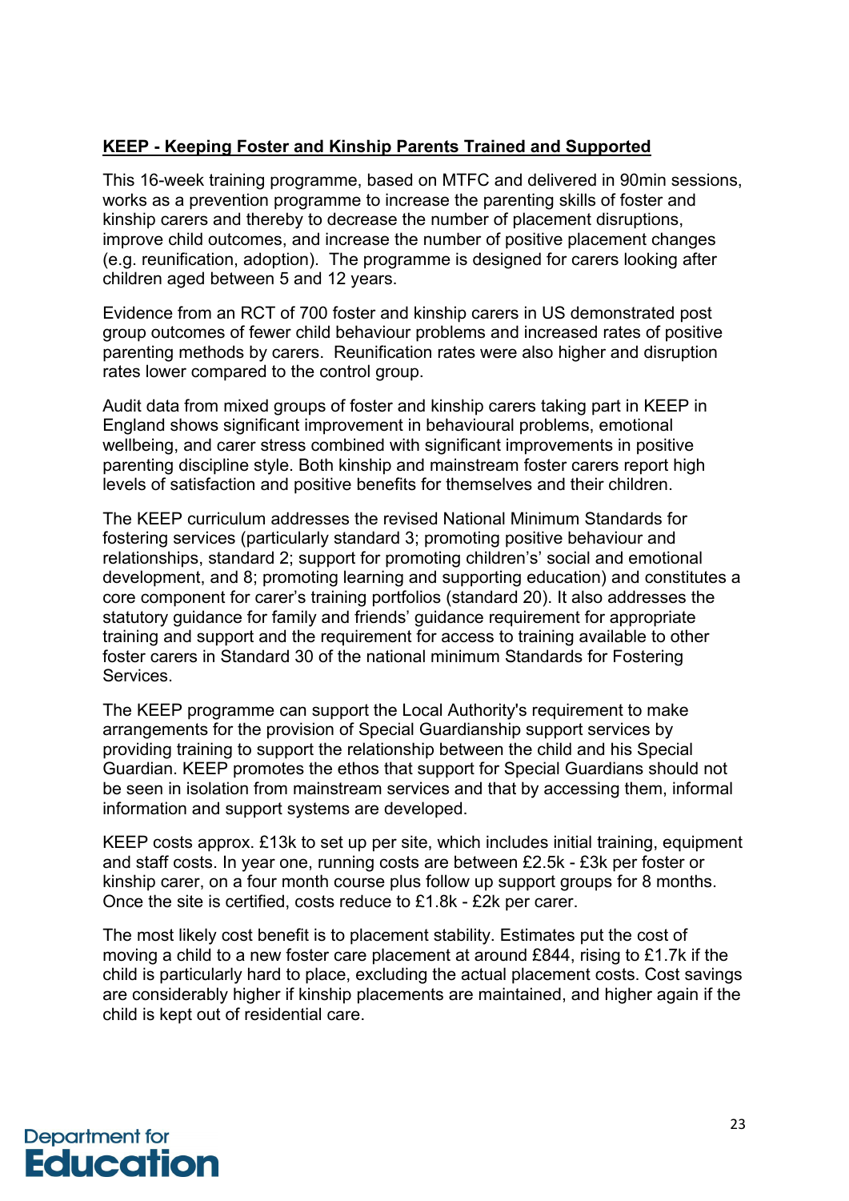**KEEP - Keeping Foster and Kinship Parents Trained and Supported**

This 16-week training programme, based on MTFC and delivered in 90min sessions, works as a prevention programme to increase the parenting skills of foster and kinship carers and thereby to decrease the number of placement disruptions, improve child outcomes, and increase the number of positive placement changes (e.g. reunification, adoption). The programme is designed for carers looking after children aged between 5 and 12 years.

Evidence from an RCT of 700 foster and kinship carers in US demonstrated post group outcomes of fewer child behaviour problems and increased rates of positive parenting methods by carers. Reunification rates were also higher and disruption rates lower compared to the control group.

Audit data from mixed groups of foster and kinship carers taking part in KEEP in England shows significant improvement in behavioural problems, emotional wellbeing, and carer stress combined with significant improvements in positive parenting discipline style. Both kinship and mainstream foster carers report high levels of satisfaction and positive benefits for themselves and their children.

The KEEP curriculum addresses the revised National Minimum Standards for fostering services (particularly standard 3; promoting positive behaviour and relationships, standard 2; support for promoting children's' social and emotional development, and 8; promoting learning and supporting education) and constitutes a core component for carer's training portfolios (standard 20). It also addresses the statutory guidance for family and friends' guidance requirement for appropriate training and support and the requirement for access to training available to other foster carers in Standard 30 of the national minimum Standards for Fostering Services.

The KEEP programme can support the Local Authority's requirement to make arrangements for the provision of Special Guardianship support services by providing training to support the relationship between the child and his Special Guardian. KEEP promotes the ethos that support for Special Guardians should not be seen in isolation from mainstream services and that by accessing them, informal information and support systems are developed.

KEEP costs approx. £13k to set up per site, which includes initial training, equipment and staff costs. In year one, running costs are between £2.5k - £3k per foster or kinship carer, on a four month course plus follow up support groups for 8 months. Once the site is certified, costs reduce to £1.8k - £2k per carer.

The most likely cost benefit is to placement stability. Estimates put the cost of moving a child to a new foster care placement at around £844, rising to £1.7k if the child is particularly hard to place, excluding the actual placement costs. Cost savings are considerably higher if kinship placements are maintained, and higher again if the child is kept out of residential care.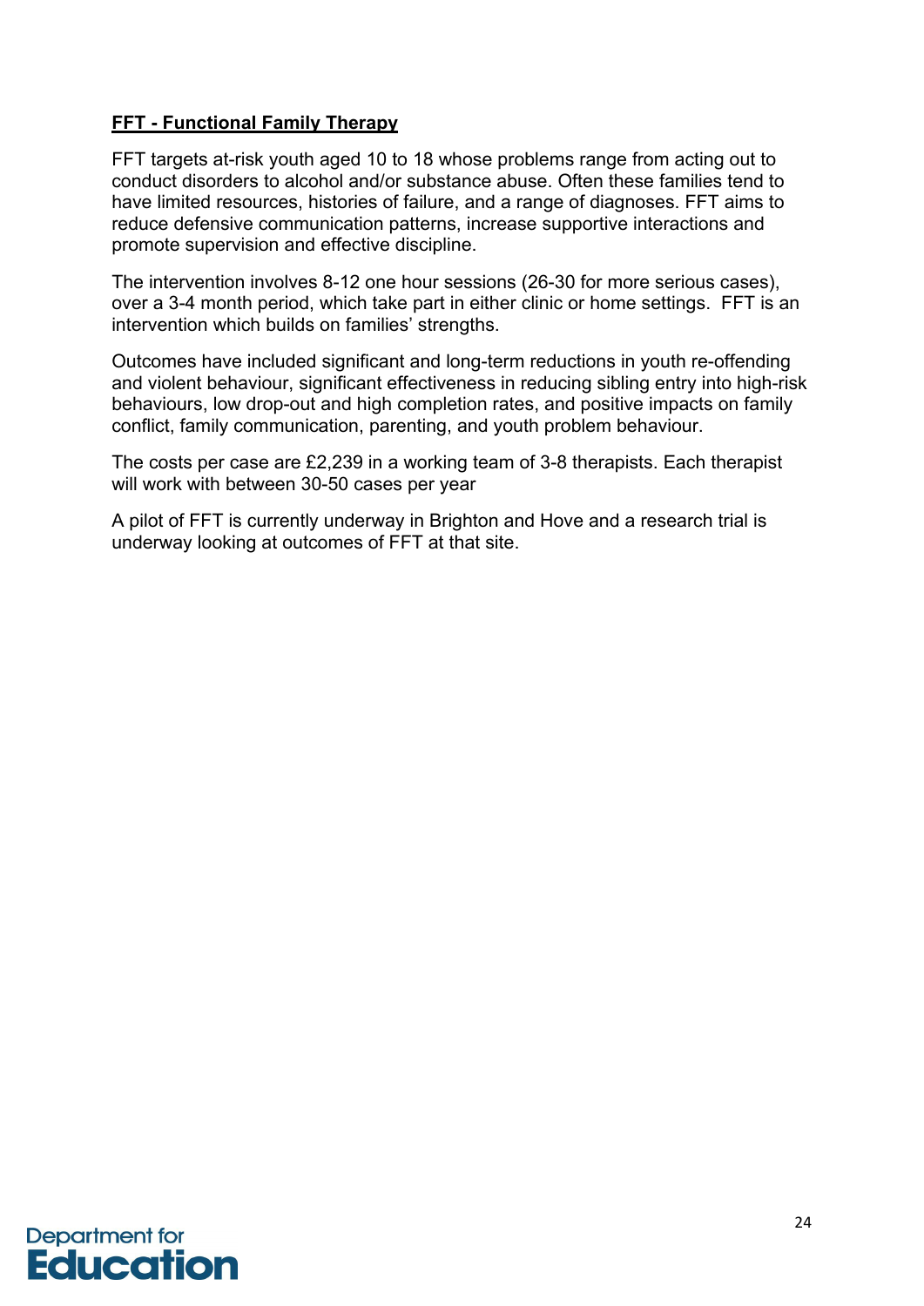**FFT - Functional Family Therapy**

FFT targets at-risk youth aged 10 to 18 whose problems range from acting out to conduct disorders to alcohol and/or substance abuse. Often these families tend to have limited resources, histories of failure, and a range of diagnoses. FFT aims to reduce defensive communication patterns, increase supportive interactions and promote supervision and effective discipline.

The intervention involves 8-12 one hour sessions (26-30 for more serious cases), over a 3-4 month period, which take part in either clinic or home settings. FFT is an intervention which builds on families' strengths.

Outcomes have included significant and long-term reductions in youth re-offending and violent behaviour, significant effectiveness in reducing sibling entry into high-risk behaviours, low drop-out and high completion rates, and positive impacts on family conflict, family communication, parenting, and youth problem behaviour.

The costs per case are £2,239 in a working team of 3-8 therapists. Each therapist will work with between 30-50 cases per year

A pilot of FFT is currently underway in Brighton and Hove and a research trial is underway looking at outcomes of FFT at that site.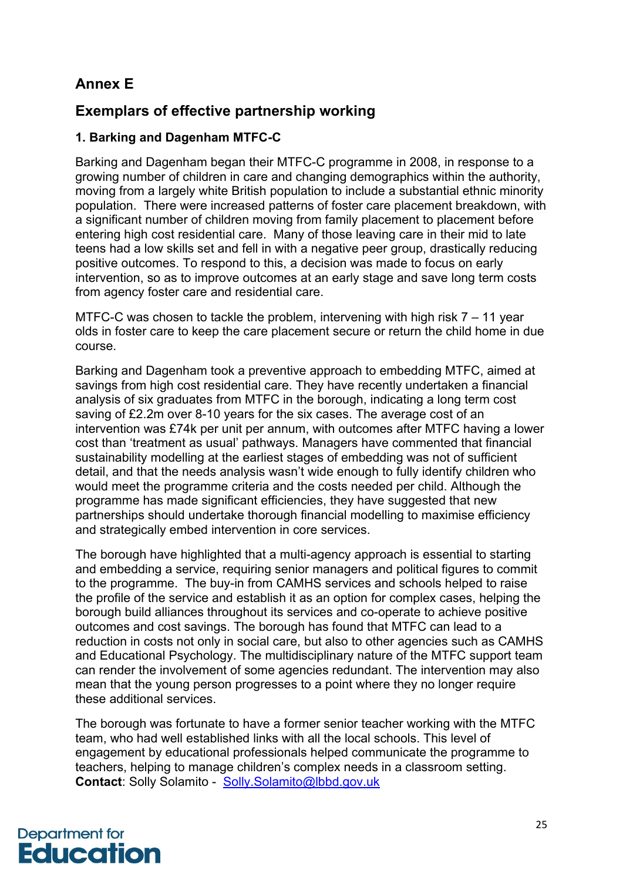## Annex E

## Exemplars of effective partnership working

### 1. Barking and Dagenham MTFC-C

Barking and Dagenham began their MTFC-C programme in 2008, in response to a growing number of children in care and changing demographics within the authority, moving from a largely white British population to include a substantial ethnic minority population. There were increased patterns of foster care placement breakdown, with a significant number of children moving from family placement to placement before entering high cost residential care. Many of those leaving care in their mid to late teens had a low skills set and fell in with a negative peer group, drastically reducing positive outcomes. To respond to this, a decision was made to focus on early intervention, so as to improve outcomes at an early stage and save long term costs from agency foster care and residential care.

MTFC-C was chosen to tackle the problem, intervening with high risk 7 – 11 year olds in foster care to keep the care placement secure or return the child home in due course.

Barking and Dagenham took a preventive approach to embedding MTFC, aimed at savings from high cost residential care. They have recently undertaken a financial analysis of six graduates from MTFC in the borough, indicating a long term cost saving of £2.2m over 8-10 years for the six cases. The average cost of an intervention was £74k per unit per annum, with outcomes after MTFC having a lower cost than 'treatment as usual' pathways. Managers have commented that financial sustainability modelling at the earliest stages of embedding was not of sufficient detail, and that the needs analysis wasn't wide enough to fully identify children who would meet the programme criteria and the costs needed per child. Although the programme has made significant efficiencies, they have suggested that new partnerships should undertake thorough financial modelling to maximise efficiency and strategically embed intervention in core services.

The borough have highlighted that a multi-agency approach is essential to starting and embedding a service, requiring senior managers and political figures to commit to the programme. The buy-in from CAMHS services and schools helped to raise the profile of the service and establish it as an option for complex cases, helping the borough build alliances throughout its services and co-operate to achieve positive outcomes and cost savings. The borough has found that MTFC can lead to a reduction in costs not only in social care, but also to other agencies such as CAMHS and Educational Psychology. The multidisciplinary nature of the MTFC support team can render the involvement of some agencies redundant. The intervention may also mean that the young person progresses to a point where they no longer require these additional services.

The borough was fortunate to have a former senior teacher working with the MTFC team, who had well established links with all the local schools. This level of engagement by educational professionals helped communicate the programme to teachers, helping to manage children's complex needs in a classroom setting.
**Contact**: Solly Solamito - Solly.Solamito@lbbd.gov.uk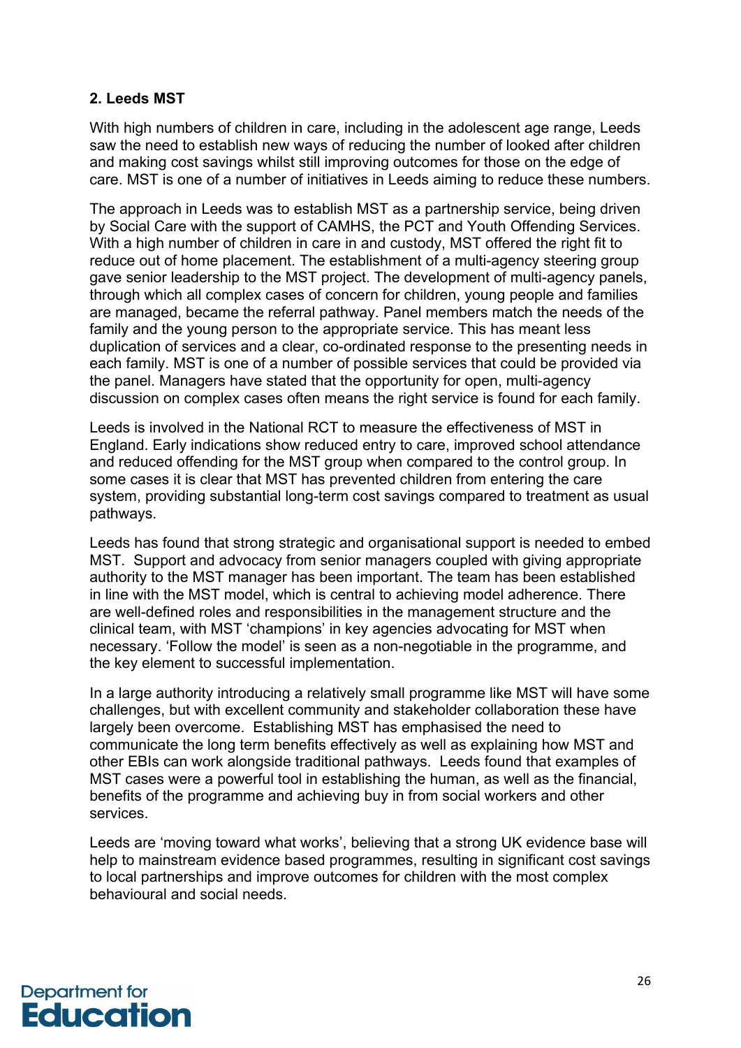**2. Leeds MST**

With high numbers of children in care, including in the adolescent age range, Leeds saw the need to establish new ways of reducing the number of looked after children and making cost savings whilst still improving outcomes for those on the edge of care. MST is one of a number of initiatives in Leeds aiming to reduce these numbers.

The approach in Leeds was to establish MST as a partnership service, being driven by Social Care with the support of CAMHS, the PCT and Youth Offending Services. With a high number of children in care in and custody, MST offered the right fit to reduce out of home placement. The establishment of a multi-agency steering group gave senior leadership to the MST project. The development of multi-agency panels, through which all complex cases of concern for children, young people and families are managed, became the referral pathway. Panel members match the needs of the family and the young person to the appropriate service. This has meant less duplication of services and a clear, co-ordinated response to the presenting needs in each family. MST is one of a number of possible services that could be provided via the panel. Managers have stated that the opportunity for open, multi-agency discussion on complex cases often means the right service is found for each family.

Leeds is involved in the National RCT to measure the effectiveness of MST in England. Early indications show reduced entry to care, improved school attendance and reduced offending for the MST group when compared to the control group. In some cases it is clear that MST has prevented children from entering the care system, providing substantial long-term cost savings compared to treatment as usual pathways.

Leeds has found that strong strategic and organisational support is needed to embed MST. Support and advocacy from senior managers coupled with giving appropriate authority to the MST manager has been important. The team has been established in line with the MST model, which is central to achieving model adherence. There are well-defined roles and responsibilities in the management structure and the clinical team, with MST 'champions' in key agencies advocating for MST when necessary. 'Follow the model' is seen as a non-negotiable in the programme, and the key element to successful implementation.

In a large authority introducing a relatively small programme like MST will have some challenges, but with excellent community and stakeholder collaboration these have largely been overcome. Establishing MST has emphasised the need to communicate the long term benefits effectively as well as explaining how MST and other EBIs can work alongside traditional pathways. Leeds found that examples of MST cases were a powerful tool in establishing the human, as well as the financial, benefits of the programme and achieving buy in from social workers and other services.

Leeds are 'moving toward what works', believing that a strong UK evidence base will help to mainstream evidence based programmes, resulting in significant cost savings to local partnerships and improve outcomes for children with the most complex behavioural and social needs.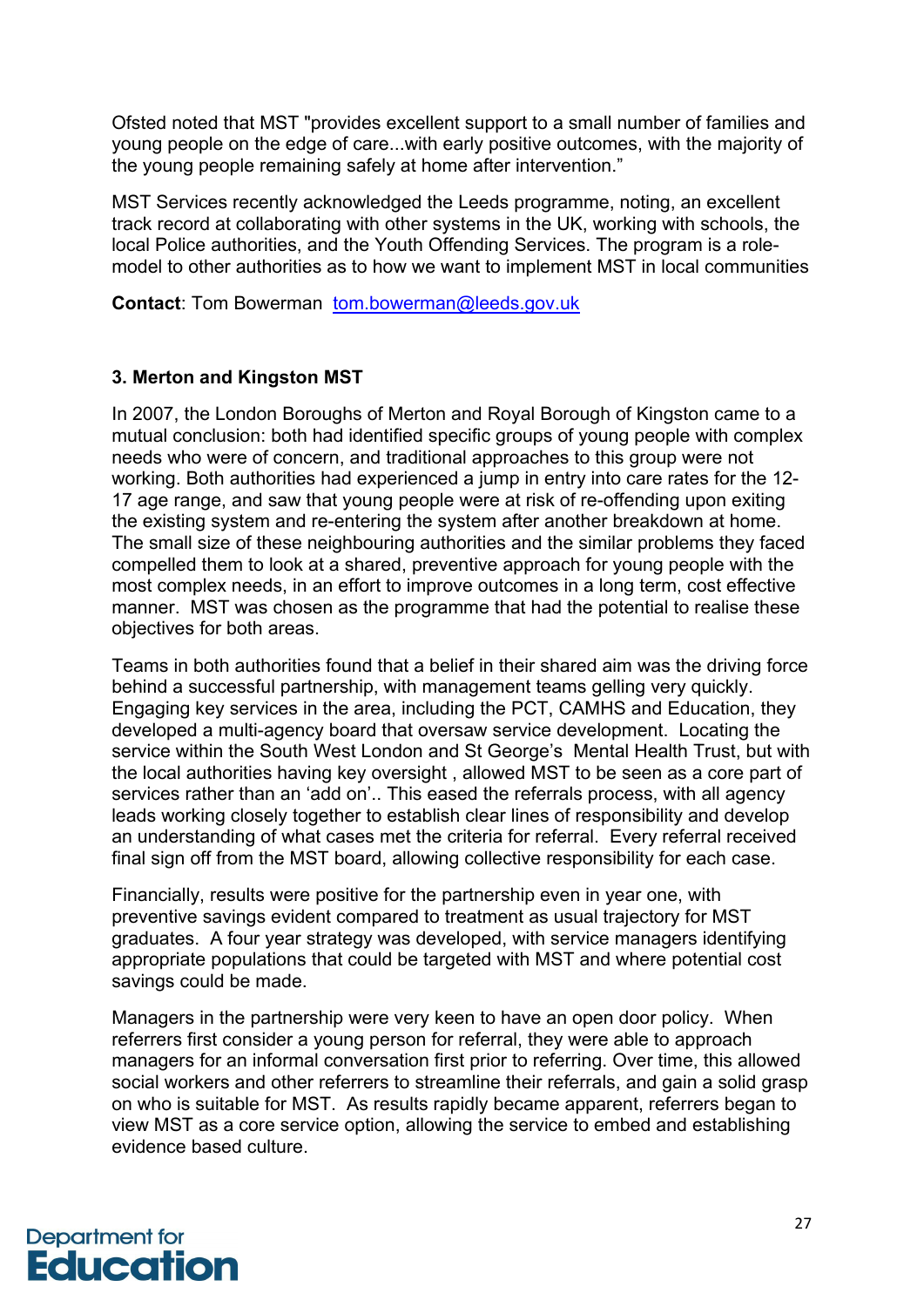Ofsted noted that MST "provides excellent support to a small number of families and young people on the edge of care...with early positive outcomes, with the majority of the young people remaining safely at home after intervention."

MST Services recently acknowledged the Leeds programme, noting, an excellent track record at collaborating with other systems in the UK, working with schools, the local Police authorities, and the Youth Offending Services. The program is a role-model to other authorities as to how we want to implement MST in local communities

**Contact**: Tom Bowerman tom.bowerman@leeds.gov.uk

### 3. Merton and Kingston MST

In 2007, the London Boroughs of Merton and Royal Borough of Kingston came to a mutual conclusion: both had identified specific groups of young people with complex needs who were of concern, and traditional approaches to this group were not working. Both authorities had experienced a jump in entry into care rates for the 12-17 age range, and saw that young people were at risk of re-offending upon exiting the existing system and re-entering the system after another breakdown at home. The small size of these neighbouring authorities and the similar problems they faced compelled them to look at a shared, preventive approach for young people with the most complex needs, in an effort to improve outcomes in a long term, cost effective manner. MST was chosen as the programme that had the potential to realise these objectives for both areas.

Teams in both authorities found that a belief in their shared aim was the driving force behind a successful partnership, with management teams gelling very quickly. Engaging key services in the area, including the PCT, CAMHS and Education, they developed a multi-agency board that oversaw service development. Locating the service within the South West London and St George's Mental Health Trust, but with the local authorities having key oversight , allowed MST to be seen as a core part of services rather than an 'add on'.. This eased the referrals process, with all agency leads working closely together to establish clear lines of responsibility and develop an understanding of what cases met the criteria for referral. Every referral received final sign off from the MST board, allowing collective responsibility for each case.

Financially, results were positive for the partnership even in year one, with preventive savings evident compared to treatment as usual trajectory for MST graduates. A four year strategy was developed, with service managers identifying appropriate populations that could be targeted with MST and where potential cost savings could be made.

Managers in the partnership were very keen to have an open door policy. When referrers first consider a young person for referral, they were able to approach managers for an informal conversation first prior to referring. Over time, this allowed social workers and other referrers to streamline their referrals, and gain a solid grasp on who is suitable for MST. As results rapidly became apparent, referrers began to view MST as a core service option, allowing the service to embed and establishing evidence based culture.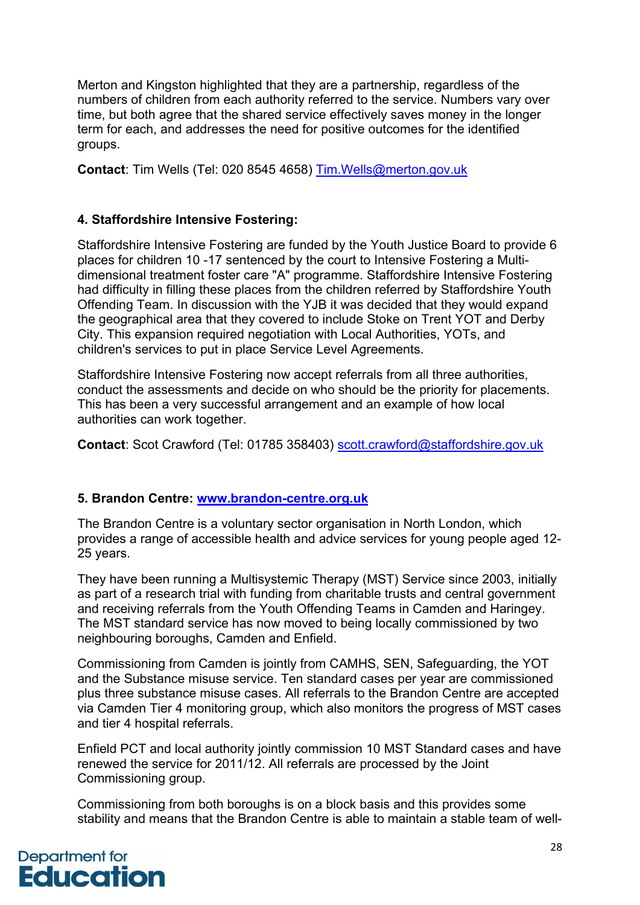Merton and Kingston highlighted that they are a partnership, regardless of the numbers of children from each authority referred to the service. Numbers vary over time, but both agree that the shared service effectively saves money in the longer term for each, and addresses the need for positive outcomes for the identified groups.

**Contact**: Tim Wells (Tel: 020 8545 4658) Tim.Wells@merton.gov.uk

### 4. Staffordshire Intensive Fostering:

Staffordshire Intensive Fostering are funded by the Youth Justice Board to provide 6 places for children 10 -17 sentenced by the court to Intensive Fostering a Multi-dimensional treatment foster care "A" programme. Staffordshire Intensive Fostering had difficulty in filling these places from the children referred by Staffordshire Youth Offending Team. In discussion with the YJB it was decided that they would expand the geographical area that they covered to include Stoke on Trent YOT and Derby City. This expansion required negotiation with Local Authorities, YOTs, and children's services to put in place Service Level Agreements.

Staffordshire Intensive Fostering now accept referrals from all three authorities, conduct the assessments and decide on who should be the priority for placements. This has been a very successful arrangement and an example of how local authorities can work together.

**Contact**: Scot Crawford (Tel: 01785 358403) scott.crawford@staffordshire.gov.uk

### 5. Brandon Centre: www.brandon-centre.org.uk

The Brandon Centre is a voluntary sector organisation in North London, which provides a range of accessible health and advice services for young people aged 12-25 years.

They have been running a Multisystemic Therapy (MST) Service since 2003, initially as part of a research trial with funding from charitable trusts and central government and receiving referrals from the Youth Offending Teams in Camden and Haringey. The MST standard service has now moved to being locally commissioned by two neighbouring boroughs, Camden and Enfield.

Commissioning from Camden is jointly from CAMHS, SEN, Safeguarding, the YOT and the Substance misuse service. Ten standard cases per year are commissioned plus three substance misuse cases. All referrals to the Brandon Centre are accepted via Camden Tier 4 monitoring group, which also monitors the progress of MST cases and tier 4 hospital referrals.

Enfield PCT and local authority jointly commission 10 MST Standard cases and have renewed the service for 2011/12. All referrals are processed by the Joint Commissioning group.

Commissioning from both boroughs is on a block basis and this provides some stability and means that the Brandon Centre is able to maintain a stable team of well-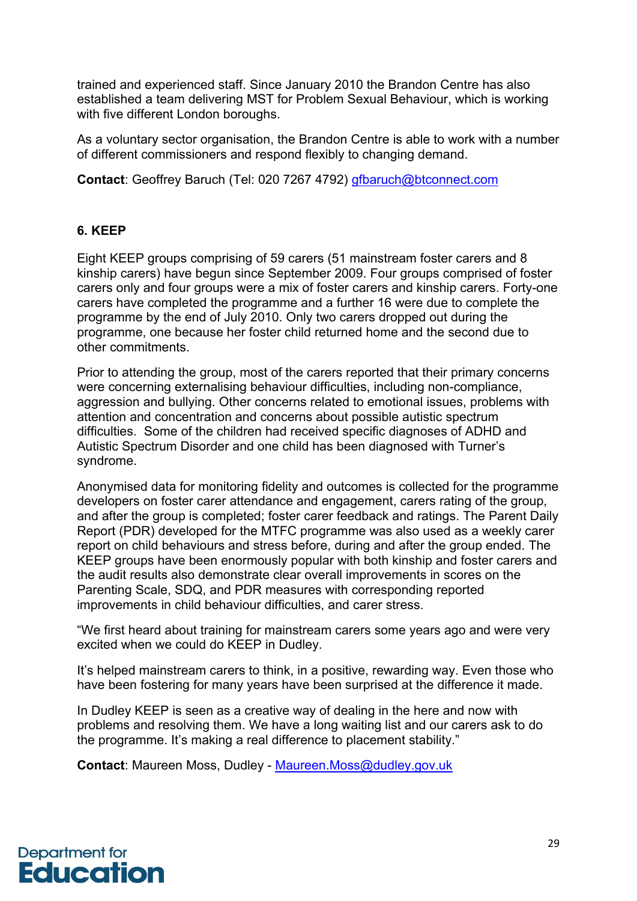trained and experienced staff. Since January 2010 the Brandon Centre has also established a team delivering MST for Problem Sexual Behaviour, which is working with five different London boroughs.

As a voluntary sector organisation, the Brandon Centre is able to work with a number of different commissioners and respond flexibly to changing demand.

**Contact**: Geoffrey Baruch (Tel: 020 7267 4792) gfbaruch@btconnect.com

### 6. KEEP

Eight KEEP groups comprising of 59 carers (51 mainstream foster carers and 8 kinship carers) have begun since September 2009. Four groups comprised of foster carers only and four groups were a mix of foster carers and kinship carers. Forty-one carers have completed the programme and a further 16 were due to complete the programme by the end of July 2010. Only two carers dropped out during the programme, one because her foster child returned home and the second due to other commitments.

Prior to attending the group, most of the carers reported that their primary concerns were concerning externalising behaviour difficulties, including non-compliance, aggression and bullying. Other concerns related to emotional issues, problems with attention and concentration and concerns about possible autistic spectrum difficulties. Some of the children had received specific diagnoses of ADHD and Autistic Spectrum Disorder and one child has been diagnosed with Turner's syndrome.

Anonymised data for monitoring fidelity and outcomes is collected for the programme developers on foster carer attendance and engagement, carers rating of the group, and after the group is completed; foster carer feedback and ratings. The Parent Daily Report (PDR) developed for the MTFC programme was also used as a weekly carer report on child behaviours and stress before, during and after the group ended. The KEEP groups have been enormously popular with both kinship and foster carers and the audit results also demonstrate clear overall improvements in scores on the Parenting Scale, SDQ, and PDR measures with corresponding reported improvements in child behaviour difficulties, and carer stress.

"We first heard about training for mainstream carers some years ago and were very excited when we could do KEEP in Dudley.

It's helped mainstream carers to think, in a positive, rewarding way. Even those who have been fostering for many years have been surprised at the difference it made.

In Dudley KEEP is seen as a creative way of dealing in the here and now with problems and resolving them. We have a long waiting list and our carers ask to do the programme. It's making a real difference to placement stability."

**Contact**: Maureen Moss, Dudley - Maureen.Moss@dudley.gov.uk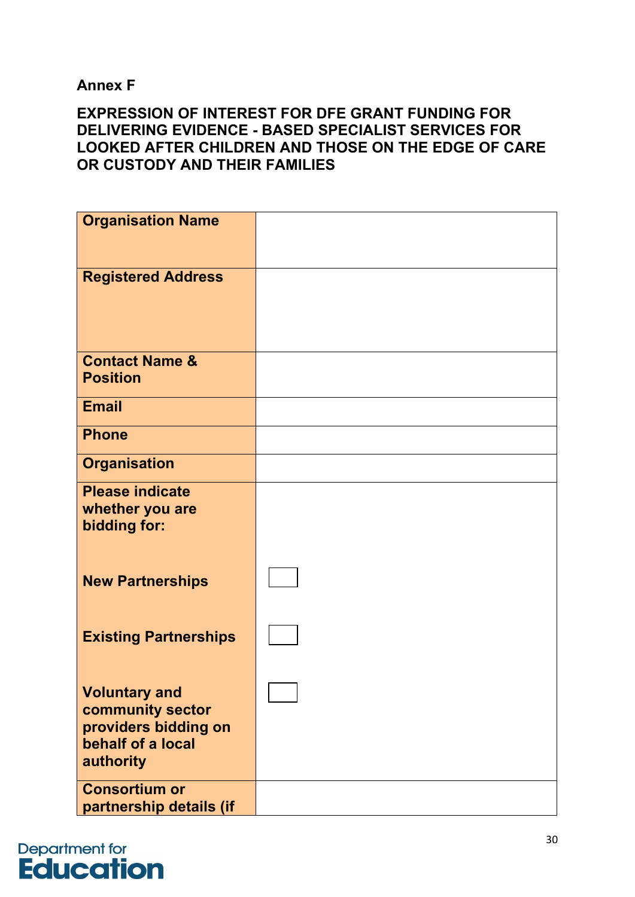**Annex F**

**EXPRESSION OF INTEREST FOR DFE GRANT FUNDING FOR DELIVERING EVIDENCE - BASED SPECIALIST SERVICES FOR LOOKED AFTER CHILDREN AND THOSE ON THE EDGE OF CARE OR CUSTODY AND THEIR FAMILIES**

| | |
|---|---|
| **Organisation Name** | |
| **Registered Address** | |
| **Contact Name & Position** | |
| **Email** | |
| **Phone** | |
| **Organisation** | |
| **Please indicate whether you are bidding for:** | |
| **New Partnerships** | ☐ |
| **Existing Partnerships** | ☐ |
| **Voluntary and community sector providers bidding on behalf of a local authority** | ☐ |
| **Consortium or partnership details (if** | |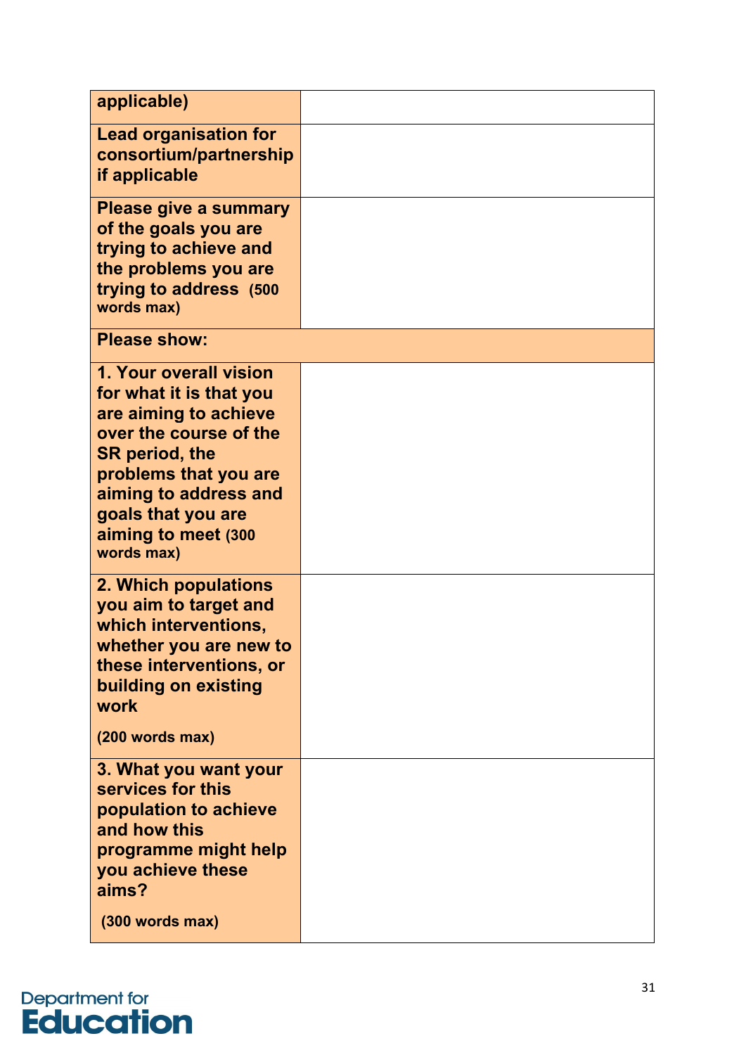| applicable) | |
|---|---|
| **Lead organisation for consortium/partnership if applicable** | |
| **Please give a summary of the goals you are trying to achieve and the problems you are trying to address (500 words max)** | |
| **Please show:** | |
| **1. Your overall vision for what it is that you are aiming to achieve over the course of the SR period, the problems that you are aiming to address and goals that you are aiming to meet (300 words max)** | |
| **2. Which populations you aim to target and which interventions, whether you are new to these interventions, or building on existing work (200 words max)** | |
| **3. What you want your services for this population to achieve and how this programme might help you achieve these aims? (300 words max)** | |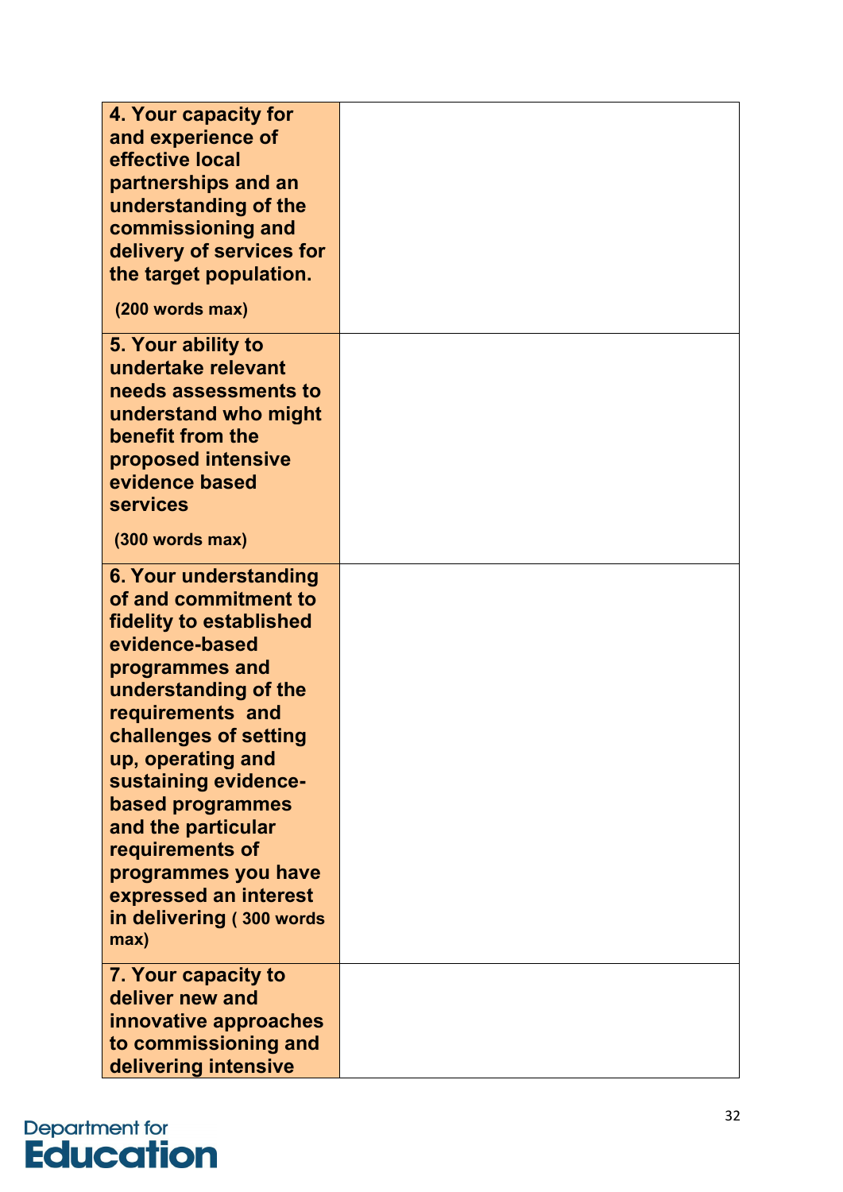| | |
|---|---|
| **4. Your capacity for and experience of effective local partnerships and an understanding of the commissioning and delivery of services for the target population.** **(200 words max)** | |
| **5. Your ability to undertake relevant needs assessments to understand who might benefit from the proposed intensive evidence based services** **(300 words max)** | |
| **6. Your understanding of and commitment to fidelity to established evidence-based programmes and understanding of the requirements and challenges of setting up, operating and sustaining evidence-based programmes and the particular requirements of programmes you have expressed an interest in delivering ( 300 words max)** | |
| **7. Your capacity to deliver new and innovative approaches to commissioning and delivering intensive** | |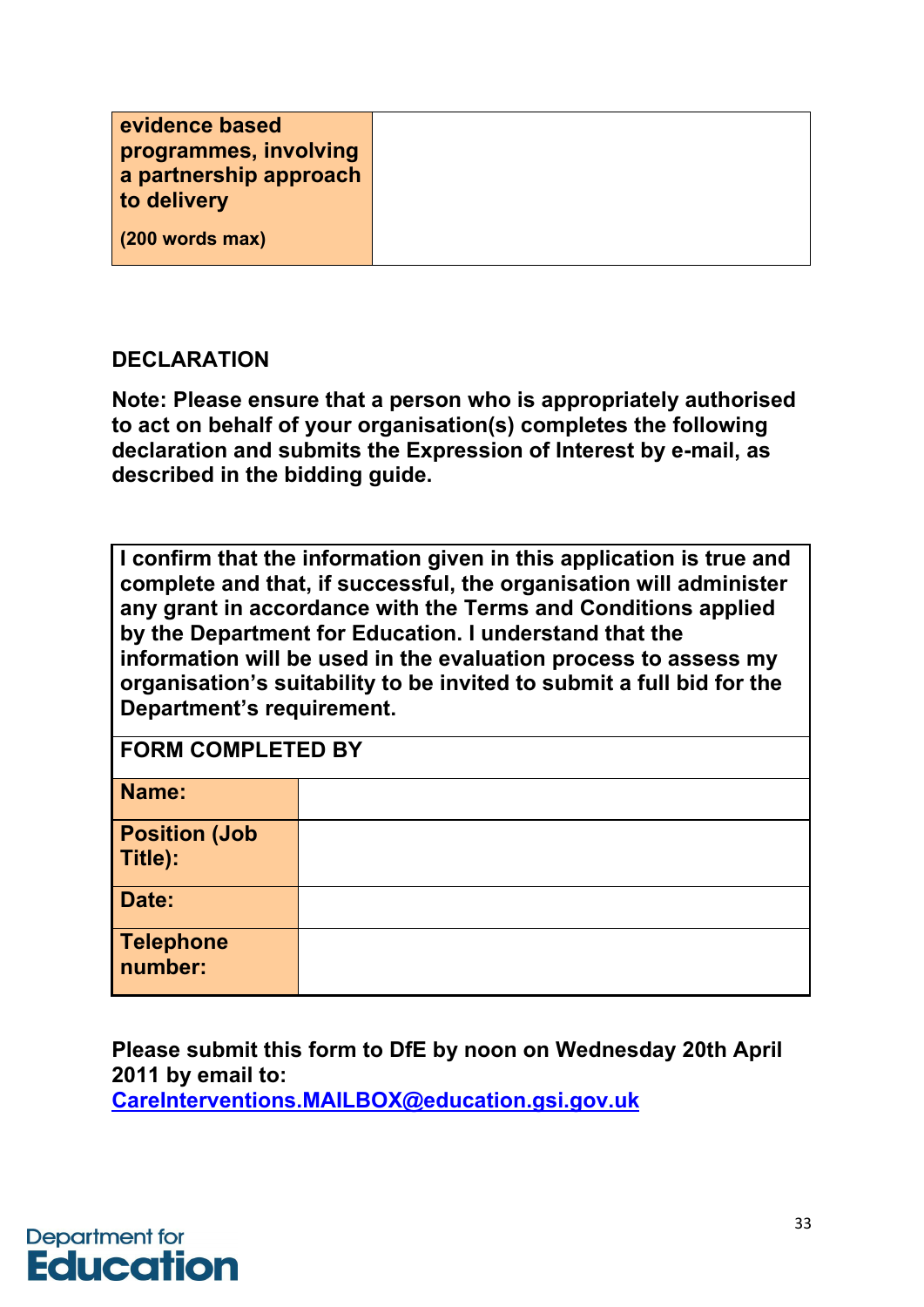| | |
|---|---|
| **evidence based programmes, involving a partnership approach to delivery**<br><br>**(200 words max)** | |

**DECLARATION**

**Note: Please ensure that a person who is appropriately authorised to act on behalf of your organisation(s) completes the following declaration and submits the Expression of Interest by e-mail, as described in the bidding guide.**

| | |
|---|---|
| **I confirm that the information given in this application is true and complete and that, if successful, the organisation will administer any grant in accordance with the Terms and Conditions applied by the Department for Education. I understand that the information will be used in the evaluation process to assess my organisation's suitability to be invited to submit a full bid for the Department's requirement.** | |
| **FORM COMPLETED BY** | |
| **Name:** | |
| **Position (Job Title):** | |
| **Date:** | |
| **Telephone number:** | |

**Please submit this form to DfE by noon on Wednesday 20th April 2011 by email to:**
**CareInterventions.MAILBOX@education.gsi.gov.uk**

Department for Education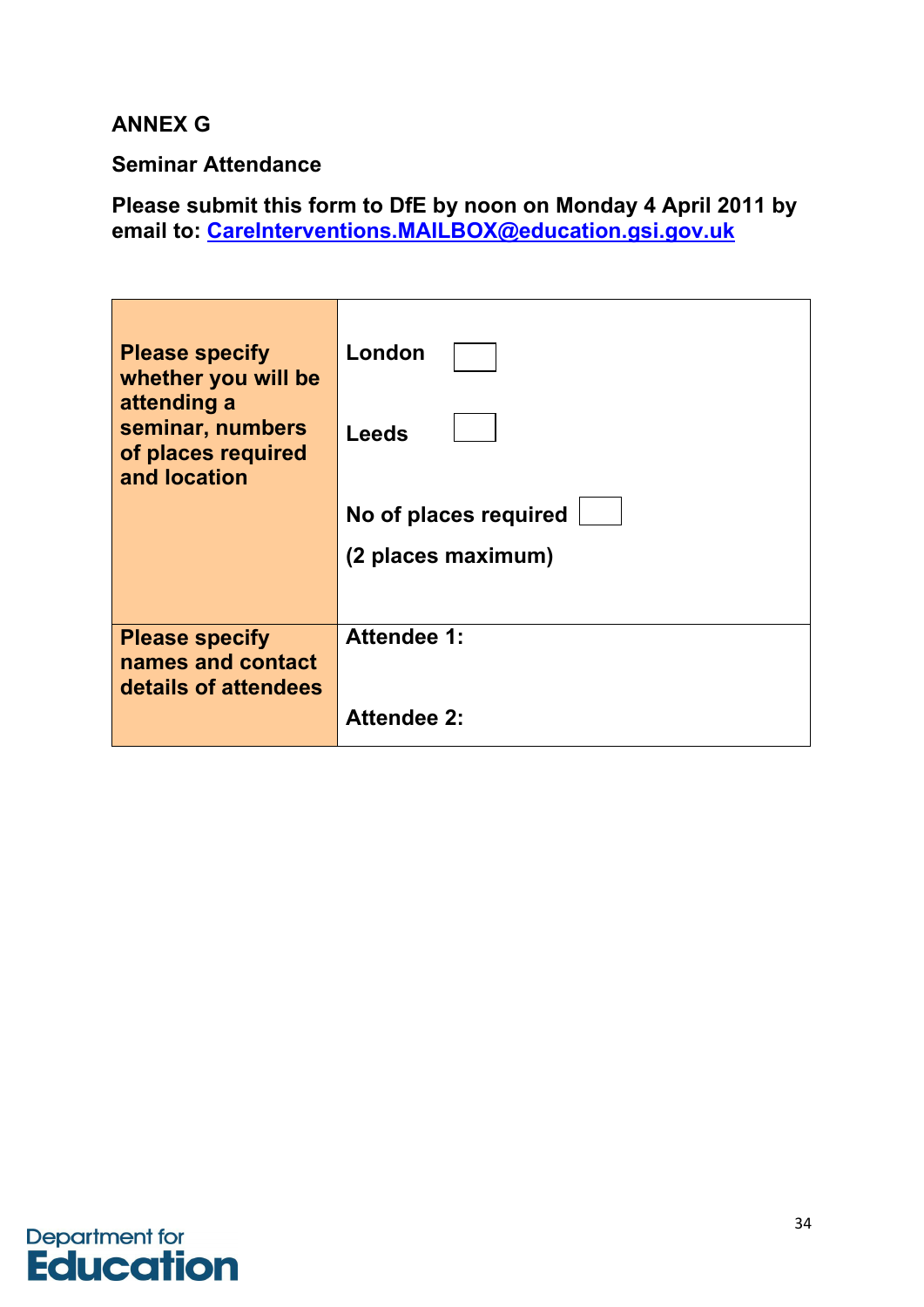**ANNEX G**

**Seminar Attendance**

**Please submit this form to DfE by noon on Monday 4 April 2011 by email to: CareInterventions.MAILBOX@education.gsi.gov.uk**

| | |
|---|---|
| **Please specify whether you will be attending a seminar, numbers of places required and location** | **London** ☐<br><br>**Leeds** ☐<br><br>**No of places required** ☐<br><br>**(2 places maximum)** |
| **Please specify names and contact details of attendees** | **Attendee 1:**<br><br>**Attendee 2:** |

Department for Education